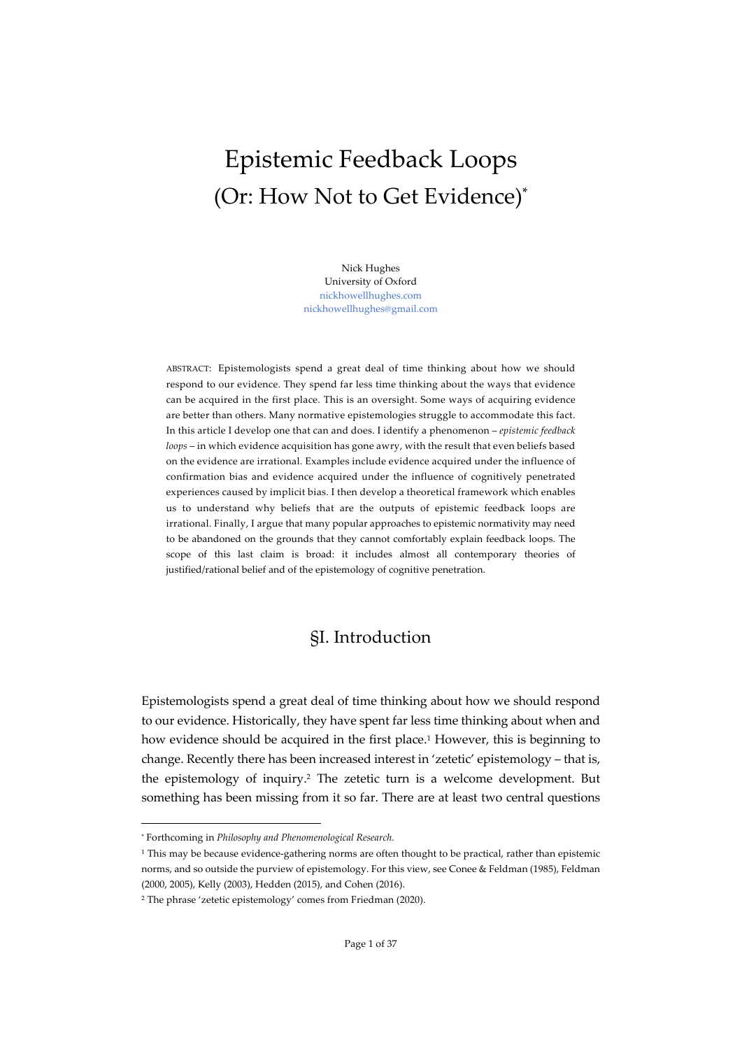# Epistemic Feedback Loops
## (Or: How Not to Get Evidence)[*]

Nick Hughes
University of Oxford
nickhowellhughes.com
nickhowellhughes@gmail.com

ABSTRACT: Epistemologists spend a great deal of time thinking about how we should respond to our evidence. They spend far less time thinking about the ways that evidence can be acquired in the first place. This is an oversight. Some ways of acquiring evidence are better than others. Many normative epistemologies struggle to accommodate this fact. In this article I develop one that can and does. I identify a phenomenon – *epistemic feedback loops* – in which evidence acquisition has gone awry, with the result that even beliefs based on the evidence are irrational. Examples include evidence acquired under the influence of confirmation bias and evidence acquired under the influence of cognitively penetrated experiences caused by implicit bias. I then develop a theoretical framework which enables us to understand why beliefs that are the outputs of epistemic feedback loops are irrational. Finally, I argue that many popular approaches to epistemic normativity may need to be abandoned on the grounds that they cannot comfortably explain feedback loops. The scope of this last claim is broad: it includes almost all contemporary theories of justified/rational belief and of the epistemology of cognitive penetration.

## §I. Introduction

Epistemologists spend a great deal of time thinking about how we should respond to our evidence. Historically, they have spent far less time thinking about when and how evidence should be acquired in the first place.[1] However, this is beginning to change. Recently there has been increased interest in 'zetetic' epistemology – that is, the epistemology of inquiry.[2] The zetetic turn is a welcome development. But something has been missing from it so far. There are at least two central questions

---

[*] Forthcoming in *Philosophy and Phenomenological Research*.

[1] This may be because evidence-gathering norms are often thought to be practical, rather than epistemic norms, and so outside the purview of epistemology. For this view, see Conee & Feldman (1985), Feldman (2000, 2005), Kelly (2003), Hedden (2015), and Cohen (2016).

[2] The phrase 'zetetic epistemology' comes from Friedman (2020).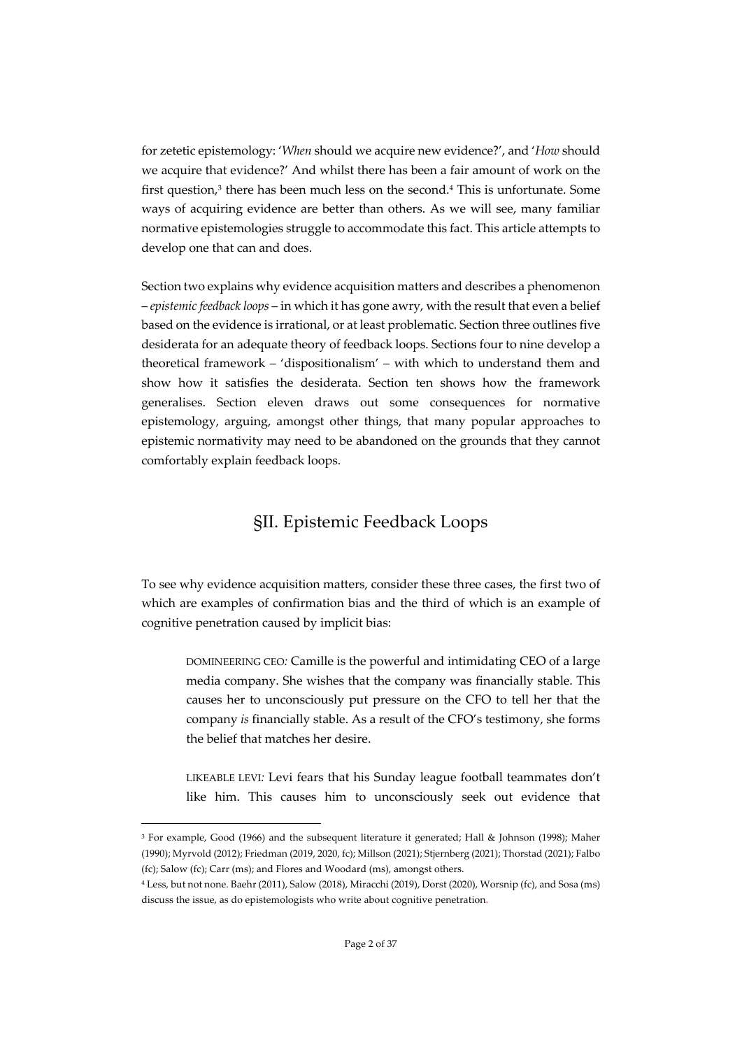for zetetic epistemology: '*When* should we acquire new evidence?', and '*How* should we acquire that evidence?' And whilst there has been a fair amount of work on the first question,[3] there has been much less on the second.[4] This is unfortunate. Some ways of acquiring evidence are better than others. As we will see, many familiar normative epistemologies struggle to accommodate this fact. This article attempts to develop one that can and does.

Section two explains why evidence acquisition matters and describes a phenomenon – *epistemic feedback loops* – in which it has gone awry, with the result that even a belief based on the evidence is irrational, or at least problematic. Section three outlines five desiderata for an adequate theory of feedback loops. Sections four to nine develop a theoretical framework – 'dispositionalism' – with which to understand them and show how it satisfies the desiderata. Section ten shows how the framework generalises. Section eleven draws out some consequences for normative epistemology, arguing, amongst other things, that many popular approaches to epistemic normativity may need to be abandoned on the grounds that they cannot comfortably explain feedback loops.

## §II. Epistemic Feedback Loops

To see why evidence acquisition matters, consider these three cases, the first two of which are examples of confirmation bias and the third of which is an example of cognitive penetration caused by implicit bias:

> DOMINEERING CEO*:* Camille is the powerful and intimidating CEO of a large media company. She wishes that the company was financially stable. This causes her to unconsciously put pressure on the CFO to tell her that the company *is* financially stable. As a result of the CFO's testimony, she forms the belief that matches her desire.

> LIKEABLE LEVI*:* Levi fears that his Sunday league football teammates don't like him. This causes him to unconsciously seek out evidence that

---

[3] For example, Good (1966) and the subsequent literature it generated; Hall & Johnson (1998); Maher (1990); Myrvold (2012); Friedman (2019, 2020, fc); Millson (2021); Stjernberg (2021); Thorstad (2021); Falbo (fc); Salow (fc); Carr (ms); and Flores and Woodard (ms), amongst others.

[4] Less, but not none. Baehr (2011), Salow (2018), Miracchi (2019), Dorst (2020), Worsnip (fc), and Sosa (ms) discuss the issue, as do epistemologists who write about cognitive penetration.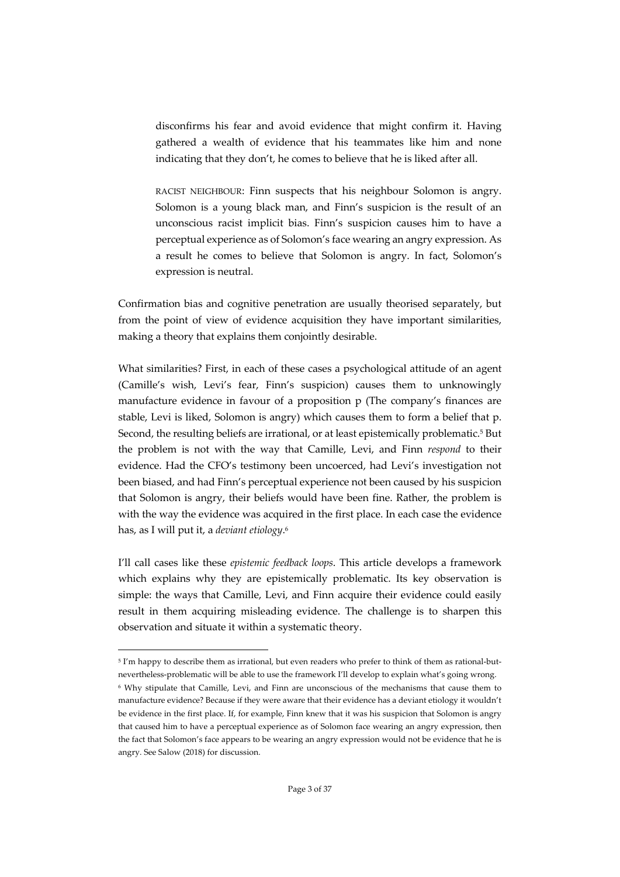> disconfirms his fear and avoid evidence that might confirm it. Having gathered a wealth of evidence that his teammates like him and none indicating that they don't, he comes to believe that he is liked after all.
>
> RACIST NEIGHBOUR: Finn suspects that his neighbour Solomon is angry. Solomon is a young black man, and Finn's suspicion is the result of an unconscious racist implicit bias. Finn's suspicion causes him to have a perceptual experience as of Solomon's face wearing an angry expression. As a result he comes to believe that Solomon is angry. In fact, Solomon's expression is neutral.

Confirmation bias and cognitive penetration are usually theorised separately, but from the point of view of evidence acquisition they have important similarities, making a theory that explains them conjointly desirable.

What similarities? First, in each of these cases a psychological attitude of an agent (Camille's wish, Levi's fear, Finn's suspicion) causes them to unknowingly manufacture evidence in favour of a proposition p (The company's finances are stable, Levi is liked, Solomon is angry) which causes them to form a belief that p. Second, the resulting beliefs are irrational, or at least epistemically problematic.[5] But the problem is not with the way that Camille, Levi, and Finn *respond* to their evidence. Had the CFO's testimony been uncoerced, had Levi's investigation not been biased, and had Finn's perceptual experience not been caused by his suspicion that Solomon is angry, their beliefs would have been fine. Rather, the problem is with the way the evidence was acquired in the first place. In each case the evidence has, as I will put it, a *deviant etiology*.[6]

I'll call cases like these *epistemic feedback loops*. This article develops a framework which explains why they are epistemically problematic. Its key observation is simple: the ways that Camille, Levi, and Finn acquire their evidence could easily result in them acquiring misleading evidence. The challenge is to sharpen this observation and situate it within a systematic theory.

---

[5] I'm happy to describe them as irrational, but even readers who prefer to think of them as rational-but-nevertheless-problematic will be able to use the framework I'll develop to explain what's going wrong.

[6] Why stipulate that Camille, Levi, and Finn are unconscious of the mechanisms that cause them to manufacture evidence? Because if they were aware that their evidence has a deviant etiology it wouldn't be evidence in the first place. If, for example, Finn knew that it was his suspicion that Solomon is angry that caused him to have a perceptual experience as of Solomon face wearing an angry expression, then the fact that Solomon's face appears to be wearing an angry expression would not be evidence that he is angry. See Salow (2018) for discussion.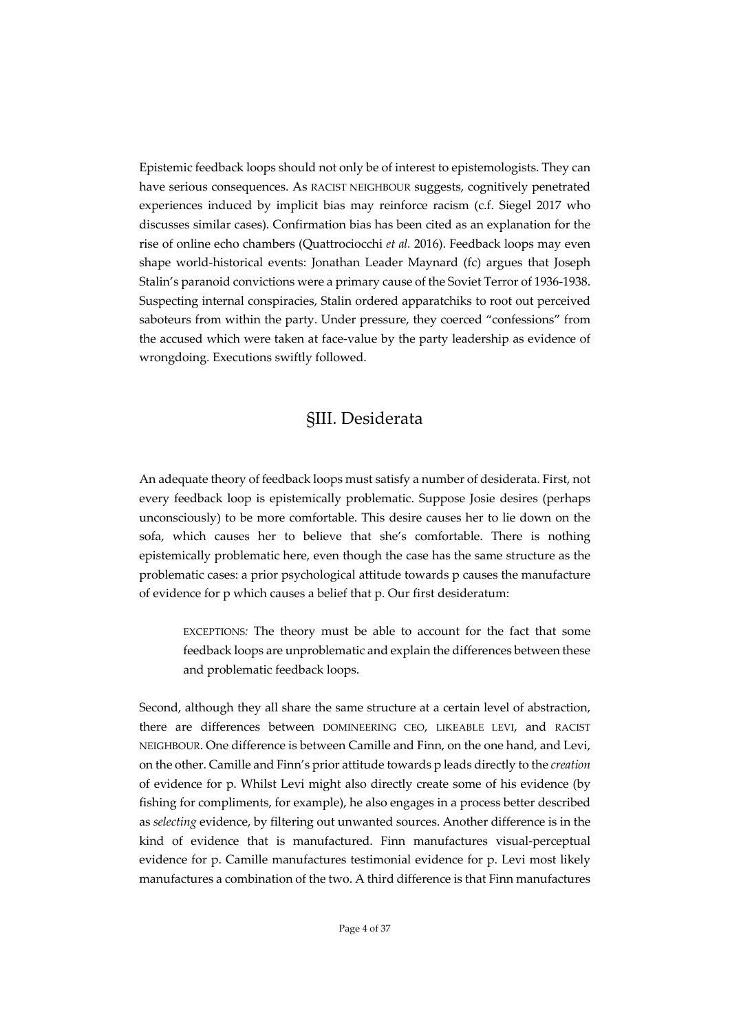Epistemic feedback loops should not only be of interest to epistemologists. They can have serious consequences. As RACIST NEIGHBOUR suggests, cognitively penetrated experiences induced by implicit bias may reinforce racism (c.f. Siegel 2017 who discusses similar cases). Confirmation bias has been cited as an explanation for the rise of online echo chambers (Quattrociocchi *et al.* 2016). Feedback loops may even shape world-historical events: Jonathan Leader Maynard (fc) argues that Joseph Stalin's paranoid convictions were a primary cause of the Soviet Terror of 1936-1938. Suspecting internal conspiracies, Stalin ordered apparatchiks to root out perceived saboteurs from within the party. Under pressure, they coerced "confessions" from the accused which were taken at face-value by the party leadership as evidence of wrongdoing. Executions swiftly followed.

## §III. Desiderata

An adequate theory of feedback loops must satisfy a number of desiderata. First, not every feedback loop is epistemically problematic. Suppose Josie desires (perhaps unconsciously) to be more comfortable. This desire causes her to lie down on the sofa, which causes her to believe that she's comfortable. There is nothing epistemically problematic here, even though the case has the same structure as the problematic cases: a prior psychological attitude towards p causes the manufacture of evidence for p which causes a belief that p. Our first desideratum:

> EXCEPTIONS*:* The theory must be able to account for the fact that some feedback loops are unproblematic and explain the differences between these and problematic feedback loops.

Second, although they all share the same structure at a certain level of abstraction, there are differences between DOMINEERING CEO, LIKEABLE LEVI, and RACIST NEIGHBOUR. One difference is between Camille and Finn, on the one hand, and Levi, on the other. Camille and Finn's prior attitude towards p leads directly to the *creation* of evidence for p. Whilst Levi might also directly create some of his evidence (by fishing for compliments, for example), he also engages in a process better described as *selecting* evidence, by filtering out unwanted sources. Another difference is in the kind of evidence that is manufactured. Finn manufactures visual-perceptual evidence for p. Camille manufactures testimonial evidence for p. Levi most likely manufactures a combination of the two. A third difference is that Finn manufactures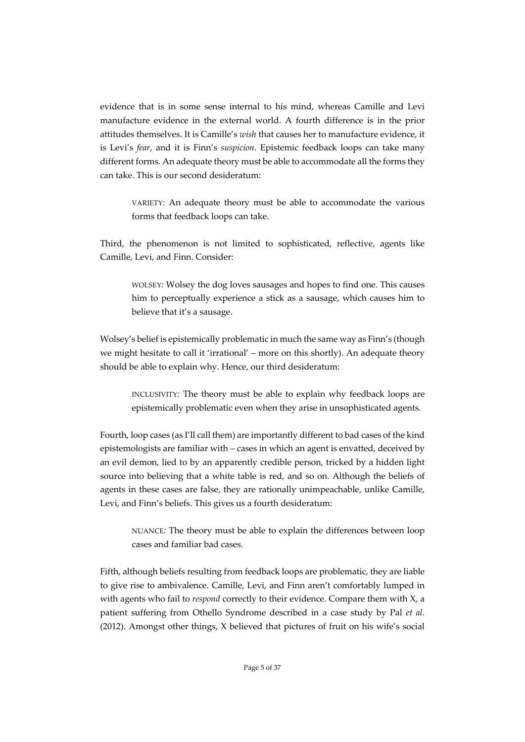evidence that is in some sense internal to his mind, whereas Camille and Levi manufacture evidence in the external world. A fourth difference is in the prior attitudes themselves. It is Camille's *wish* that causes her to manufacture evidence, it is Levi's *fear*, and it is Finn's *suspicion*. Epistemic feedback loops can take many different forms. An adequate theory must be able to accommodate all the forms they can take. This is our second desideratum:

> VARIETY*:* An adequate theory must be able to accommodate the various forms that feedback loops can take.

Third, the phenomenon is not limited to sophisticated, reflective, agents like Camille, Levi, and Finn. Consider:

> WOLSEY*:* Wolsey the dog loves sausages and hopes to find one. This causes him to perceptually experience a stick as a sausage, which causes him to believe that it's a sausage.

Wolsey's belief is epistemically problematic in much the same way as Finn's (though we might hesitate to call it 'irrational' – more on this shortly). An adequate theory should be able to explain why. Hence, our third desideratum:

> INCLUSIVITY*:* The theory must be able to explain why feedback loops are epistemically problematic even when they arise in unsophisticated agents.

Fourth, loop cases (as I'll call them) are importantly different to bad cases of the kind epistemologists are familiar with – cases in which an agent is envatted, deceived by an evil demon, lied to by an apparently credible person, tricked by a hidden light source into believing that a white table is red, and so on. Although the beliefs of agents in these cases are false, they are rationally unimpeachable, unlike Camille, Levi, and Finn's beliefs. This gives us a fourth desideratum:

> NUANCE*:* The theory must be able to explain the differences between loop cases and familiar bad cases.

Fifth, although beliefs resulting from feedback loops are problematic, they are liable to give rise to ambivalence. Camille, Levi, and Finn aren't comfortably lumped in with agents who fail to *respond* correctly to their evidence. Compare them with X, a patient suffering from Othello Syndrome described in a case study by Pal *et al.* (2012). Amongst other things, X believed that pictures of fruit on his wife's social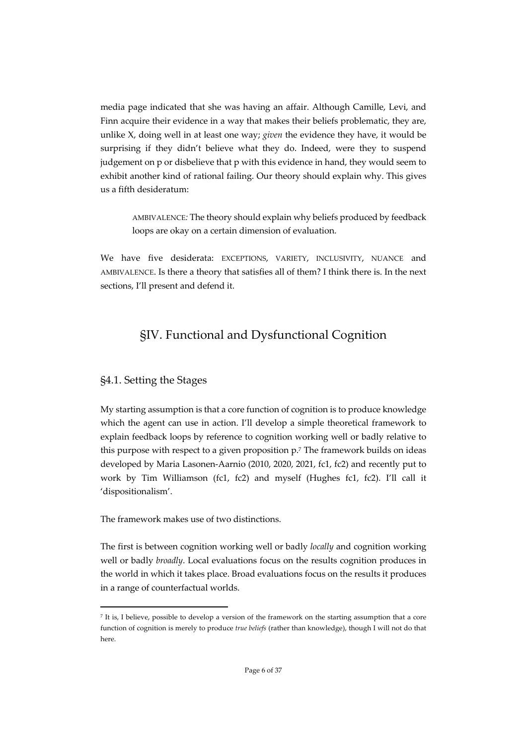media page indicated that she was having an affair. Although Camille, Levi, and Finn acquire their evidence in a way that makes their beliefs problematic, they are, unlike X, doing well in at least one way; *given* the evidence they have, it would be surprising if they didn't believe what they do. Indeed, were they to suspend judgement on p or disbelieve that p with this evidence in hand, they would seem to exhibit another kind of rational failing. Our theory should explain why. This gives us a fifth desideratum:

> AMBIVALENCE: The theory should explain why beliefs produced by feedback loops are okay on a certain dimension of evaluation.

We have five desiderata: EXCEPTIONS, VARIETY, INCLUSIVITY, NUANCE and AMBIVALENCE. Is there a theory that satisfies all of them? I think there is. In the next sections, I'll present and defend it.

# §IV. Functional and Dysfunctional Cognition

## §4.1. Setting the Stages

My starting assumption is that a core function of cognition is to produce knowledge which the agent can use in action. I'll develop a simple theoretical framework to explain feedback loops by reference to cognition working well or badly relative to this purpose with respect to a given proposition p.[7] The framework builds on ideas developed by Maria Lasonen-Aarnio (2010, 2020, 2021, fc1, fc2) and recently put to work by Tim Williamson (fc1, fc2) and myself (Hughes fc1, fc2). I'll call it 'dispositionalism'.

The framework makes use of two distinctions.

The first is between cognition working well or badly *locally* and cognition working well or badly *broadly*. Local evaluations focus on the results cognition produces in the world in which it takes place. Broad evaluations focus on the results it produces in a range of counterfactual worlds.

---

[7] It is, I believe, possible to develop a version of the framework on the starting assumption that a core function of cognition is merely to produce *true beliefs* (rather than knowledge), though I will not do that here.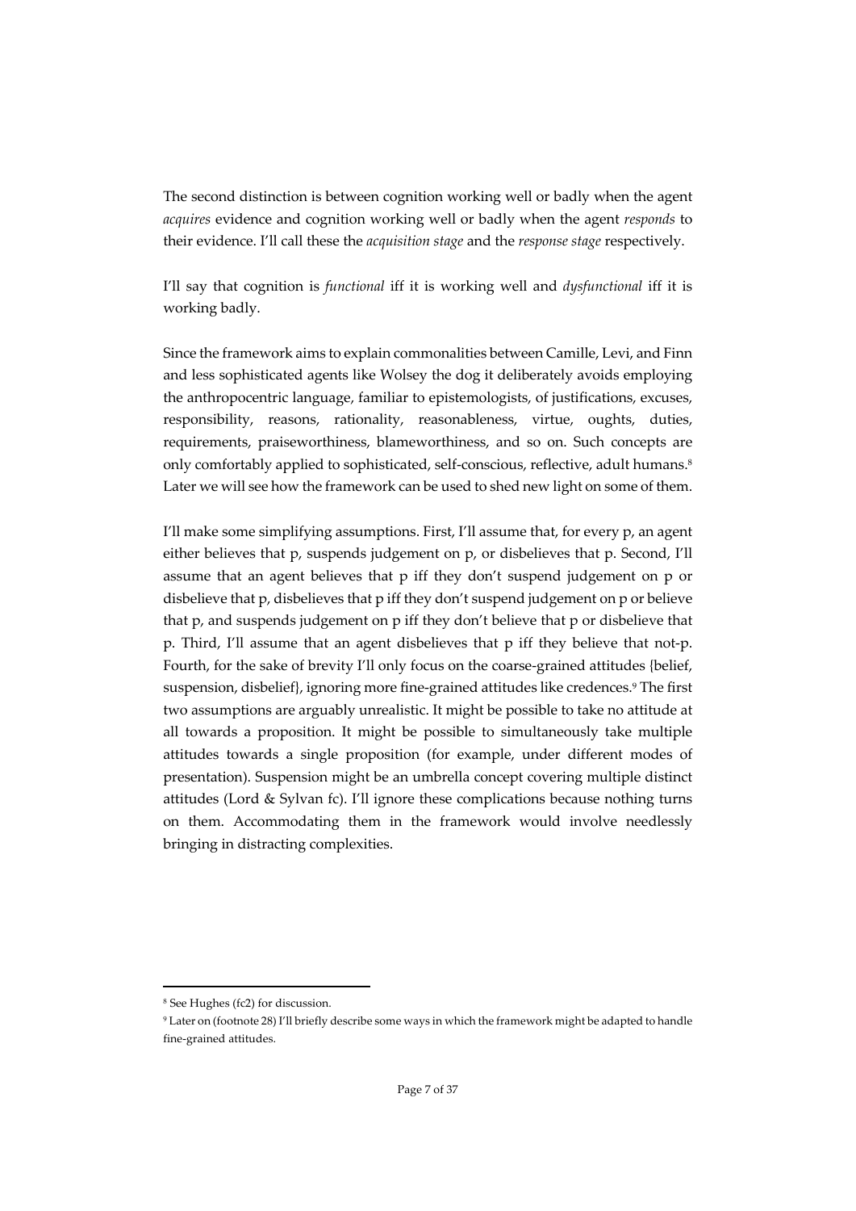The second distinction is between cognition working well or badly when the agent *acquires* evidence and cognition working well or badly when the agent *responds* to their evidence. I'll call these the *acquisition stage* and the *response stage* respectively.

I'll say that cognition is *functional* iff it is working well and *dysfunctional* iff it is working badly.

Since the framework aims to explain commonalities between Camille, Levi, and Finn and less sophisticated agents like Wolsey the dog it deliberately avoids employing the anthropocentric language, familiar to epistemologists, of justifications, excuses, responsibility, reasons, rationality, reasonableness, virtue, oughts, duties, requirements, praiseworthiness, blameworthiness, and so on. Such concepts are only comfortably applied to sophisticated, self-conscious, reflective, adult humans.[8] Later we will see how the framework can be used to shed new light on some of them.

I'll make some simplifying assumptions. First, I'll assume that, for every p, an agent either believes that p, suspends judgement on p, or disbelieves that p. Second, I'll assume that an agent believes that p iff they don't suspend judgement on p or disbelieve that p, disbelieves that p iff they don't suspend judgement on p or believe that p, and suspends judgement on p iff they don't believe that p or disbelieve that p. Third, I'll assume that an agent disbelieves that p iff they believe that not-p. Fourth, for the sake of brevity I'll only focus on the coarse-grained attitudes {belief, suspension, disbelief}, ignoring more fine-grained attitudes like credences.[9] The first two assumptions are arguably unrealistic. It might be possible to take no attitude at all towards a proposition. It might be possible to simultaneously take multiple attitudes towards a single proposition (for example, under different modes of presentation). Suspension might be an umbrella concept covering multiple distinct attitudes (Lord & Sylvan fc). I'll ignore these complications because nothing turns on them. Accommodating them in the framework would involve needlessly bringing in distracting complexities.

---

[8] See Hughes (fc2) for discussion.

[9] Later on (footnote 28) I'll briefly describe some ways in which the framework might be adapted to handle fine-grained attitudes.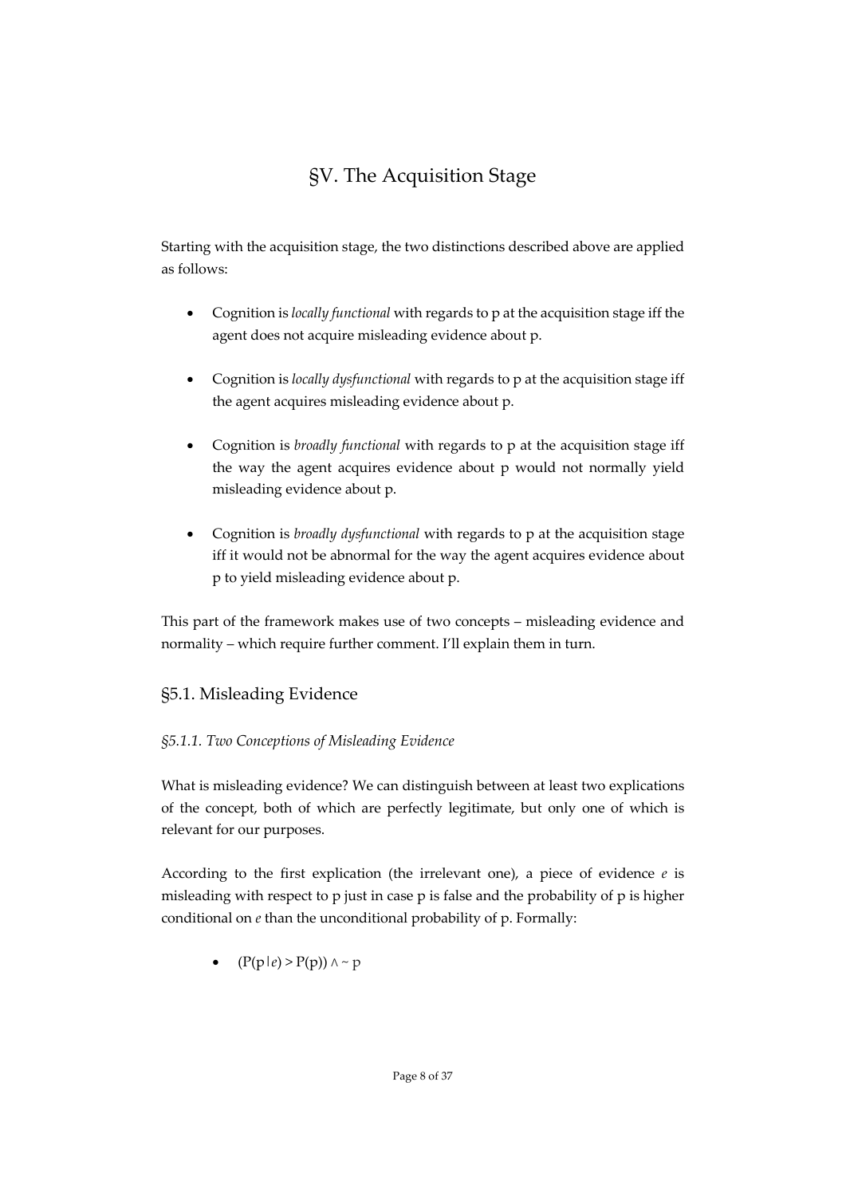# §V. The Acquisition Stage

Starting with the acquisition stage, the two distinctions described above are applied as follows:

- Cognition is *locally functional* with regards to p at the acquisition stage iff the agent does not acquire misleading evidence about p.
- Cognition is *locally dysfunctional* with regards to p at the acquisition stage iff the agent acquires misleading evidence about p.
- Cognition is *broadly functional* with regards to p at the acquisition stage iff the way the agent acquires evidence about p would not normally yield misleading evidence about p.
- Cognition is *broadly dysfunctional* with regards to p at the acquisition stage iff it would not be abnormal for the way the agent acquires evidence about p to yield misleading evidence about p.

This part of the framework makes use of two concepts – misleading evidence and normality – which require further comment. I'll explain them in turn.

## §5.1. Misleading Evidence

### *§5.1.1. Two Conceptions of Misleading Evidence*

What is misleading evidence? We can distinguish between at least two explications of the concept, both of which are perfectly legitimate, but only one of which is relevant for our purposes.

According to the first explication (the irrelevant one), a piece of evidence $e$ is misleading with respect to p just in case p is false and the probability of p is higher conditional on $e$ than the unconditional probability of p. Formally:

- $(P(p|e) > P(p)) \wedge \sim p$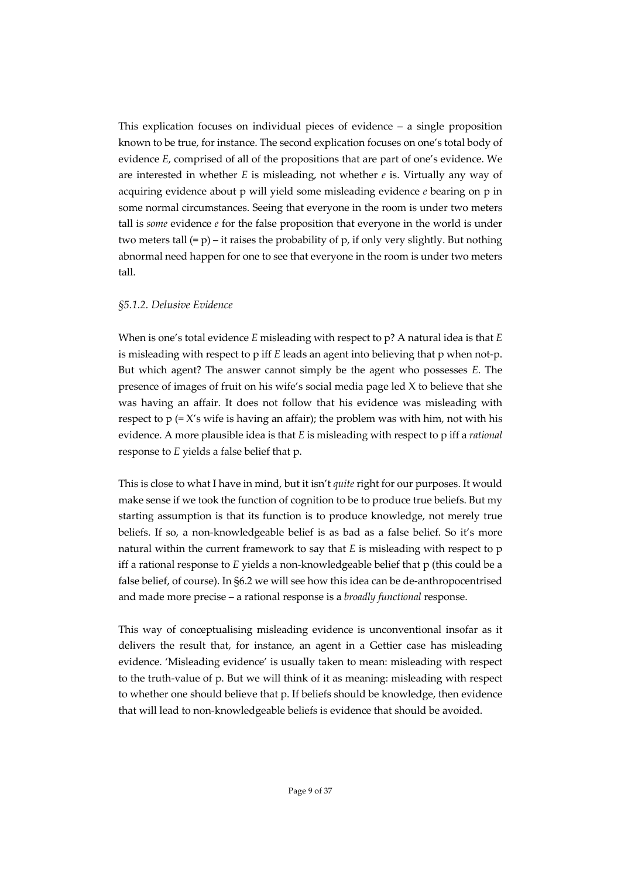This explication focuses on individual pieces of evidence – a single proposition known to be true, for instance. The second explication focuses on one's total body of evidence *E*, comprised of all of the propositions that are part of one's evidence. We are interested in whether *E* is misleading, not whether *e* is. Virtually any way of acquiring evidence about p will yield some misleading evidence *e* bearing on p in some normal circumstances. Seeing that everyone in the room is under two meters tall is *some* evidence *e* for the false proposition that everyone in the world is under two meters tall (= p) – it raises the probability of p, if only very slightly. But nothing abnormal need happen for one to see that everyone in the room is under two meters tall.

### *§5.1.2. Delusive Evidence*

When is one's total evidence *E* misleading with respect to p? A natural idea is that *E* is misleading with respect to p iff *E* leads an agent into believing that p when not-p. But which agent? The answer cannot simply be the agent who possesses *E*. The presence of images of fruit on his wife's social media page led X to believe that she was having an affair. It does not follow that his evidence was misleading with respect to p (= X's wife is having an affair); the problem was with him, not with his evidence. A more plausible idea is that *E* is misleading with respect to p iff a *rational* response to *E* yields a false belief that p.

This is close to what I have in mind, but it isn't *quite* right for our purposes. It would make sense if we took the function of cognition to be to produce true beliefs. But my starting assumption is that its function is to produce knowledge, not merely true beliefs. If so, a non-knowledgeable belief is as bad as a false belief. So it's more natural within the current framework to say that *E* is misleading with respect to p iff a rational response to *E* yields a non-knowledgeable belief that p (this could be a false belief, of course). In §6.2 we will see how this idea can be de-anthropocentrised and made more precise – a rational response is a *broadly functional* response.

This way of conceptualising misleading evidence is unconventional insofar as it delivers the result that, for instance, an agent in a Gettier case has misleading evidence. 'Misleading evidence' is usually taken to mean: misleading with respect to the truth-value of p. But we will think of it as meaning: misleading with respect to whether one should believe that p. If beliefs should be knowledge, then evidence that will lead to non-knowledgeable beliefs is evidence that should be avoided.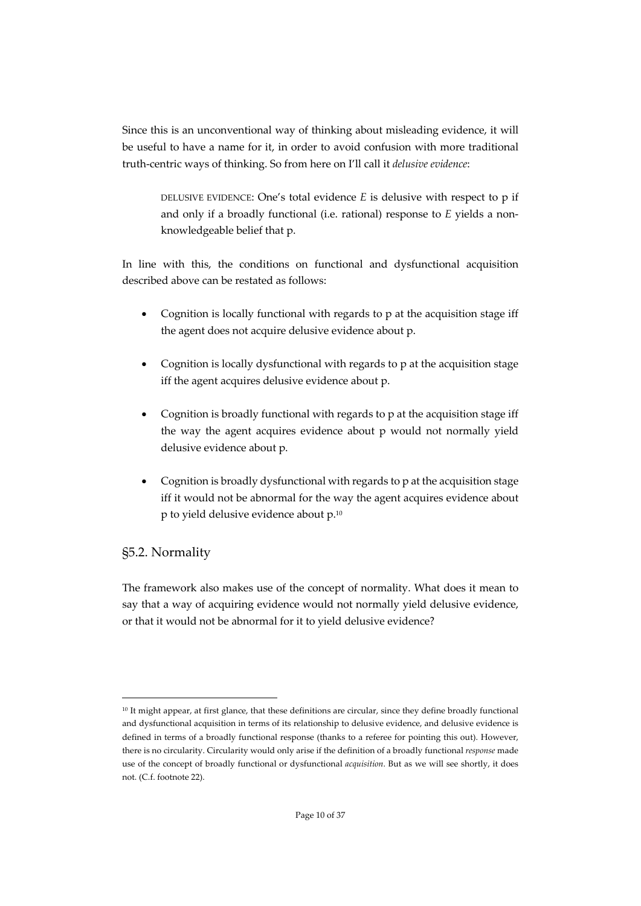Since this is an unconventional way of thinking about misleading evidence, it will be useful to have a name for it, in order to avoid confusion with more traditional truth-centric ways of thinking. So from here on I'll call it *delusive evidence*:

> DELUSIVE EVIDENCE: One's total evidence *E* is delusive with respect to p if and only if a broadly functional (i.e. rational) response to *E* yields a non-knowledgeable belief that p.

In line with this, the conditions on functional and dysfunctional acquisition described above can be restated as follows:

- Cognition is locally functional with regards to p at the acquisition stage iff the agent does not acquire delusive evidence about p.
- Cognition is locally dysfunctional with regards to p at the acquisition stage iff the agent acquires delusive evidence about p.
- Cognition is broadly functional with regards to p at the acquisition stage iff the way the agent acquires evidence about p would not normally yield delusive evidence about p.
- Cognition is broadly dysfunctional with regards to p at the acquisition stage iff it would not be abnormal for the way the agent acquires evidence about p to yield delusive evidence about p.[10]

## §5.2. Normality

The framework also makes use of the concept of normality. What does it mean to say that a way of acquiring evidence would not normally yield delusive evidence, or that it would not be abnormal for it to yield delusive evidence?

---

[10] It might appear, at first glance, that these definitions are circular, since they define broadly functional and dysfunctional acquisition in terms of its relationship to delusive evidence, and delusive evidence is defined in terms of a broadly functional response (thanks to a referee for pointing this out). However, there is no circularity. Circularity would only arise if the definition of a broadly functional *response* made use of the concept of broadly functional or dysfunctional *acquisition*. But as we will see shortly, it does not. (C.f. footnote 22).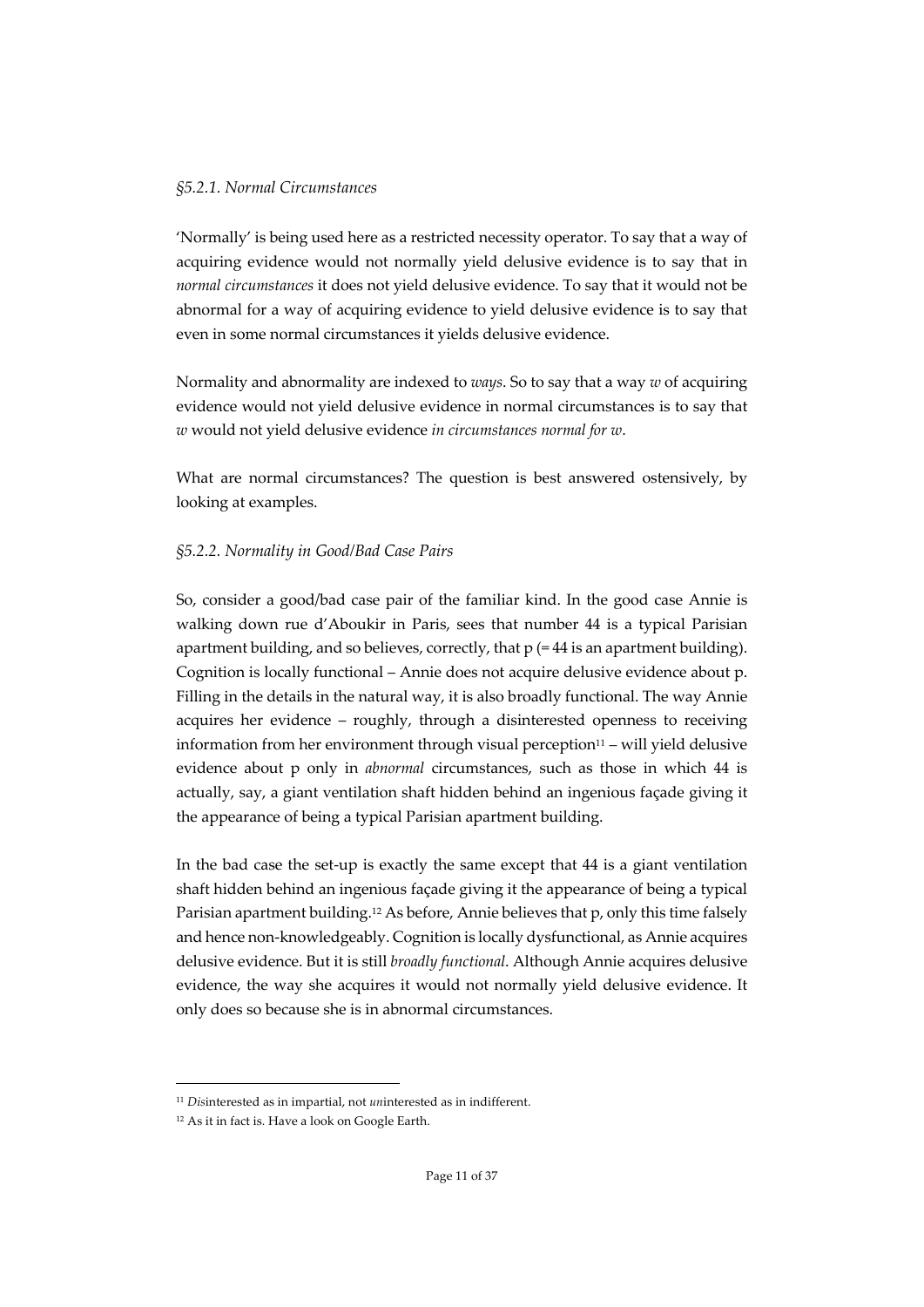### *§5.2.1. Normal Circumstances*

'Normally' is being used here as a restricted necessity operator. To say that a way of acquiring evidence would not normally yield delusive evidence is to say that in *normal circumstances* it does not yield delusive evidence. To say that it would not be abnormal for a way of acquiring evidence to yield delusive evidence is to say that even in some normal circumstances it yields delusive evidence.

Normality and abnormality are indexed to *ways*. So to say that a way *w* of acquiring evidence would not yield delusive evidence in normal circumstances is to say that *w* would not yield delusive evidence *in circumstances normal for w*.

What are normal circumstances? The question is best answered ostensively, by looking at examples.

### *§5.2.2. Normality in Good/Bad Case Pairs*

So, consider a good/bad case pair of the familiar kind. In the good case Annie is walking down rue d'Aboukir in Paris, sees that number 44 is a typical Parisian apartment building, and so believes, correctly, that p (= 44 is an apartment building). Cognition is locally functional – Annie does not acquire delusive evidence about p. Filling in the details in the natural way, it is also broadly functional. The way Annie acquires her evidence – roughly, through a disinterested openness to receiving information from her environment through visual perception[11] – will yield delusive evidence about p only in *abnormal* circumstances, such as those in which 44 is actually, say, a giant ventilation shaft hidden behind an ingenious façade giving it the appearance of being a typical Parisian apartment building.

In the bad case the set-up is exactly the same except that 44 is a giant ventilation shaft hidden behind an ingenious façade giving it the appearance of being a typical Parisian apartment building.[12] As before, Annie believes that p, only this time falsely and hence non-knowledgeably. Cognition is locally dysfunctional, as Annie acquires delusive evidence. But it is still *broadly functional*. Although Annie acquires delusive evidence, the way she acquires it would not normally yield delusive evidence. It only does so because she is in abnormal circumstances.

---

[11] *Dis*interested as in impartial, not *un*interested as in indifferent.

[12] As it in fact is. Have a look on Google Earth.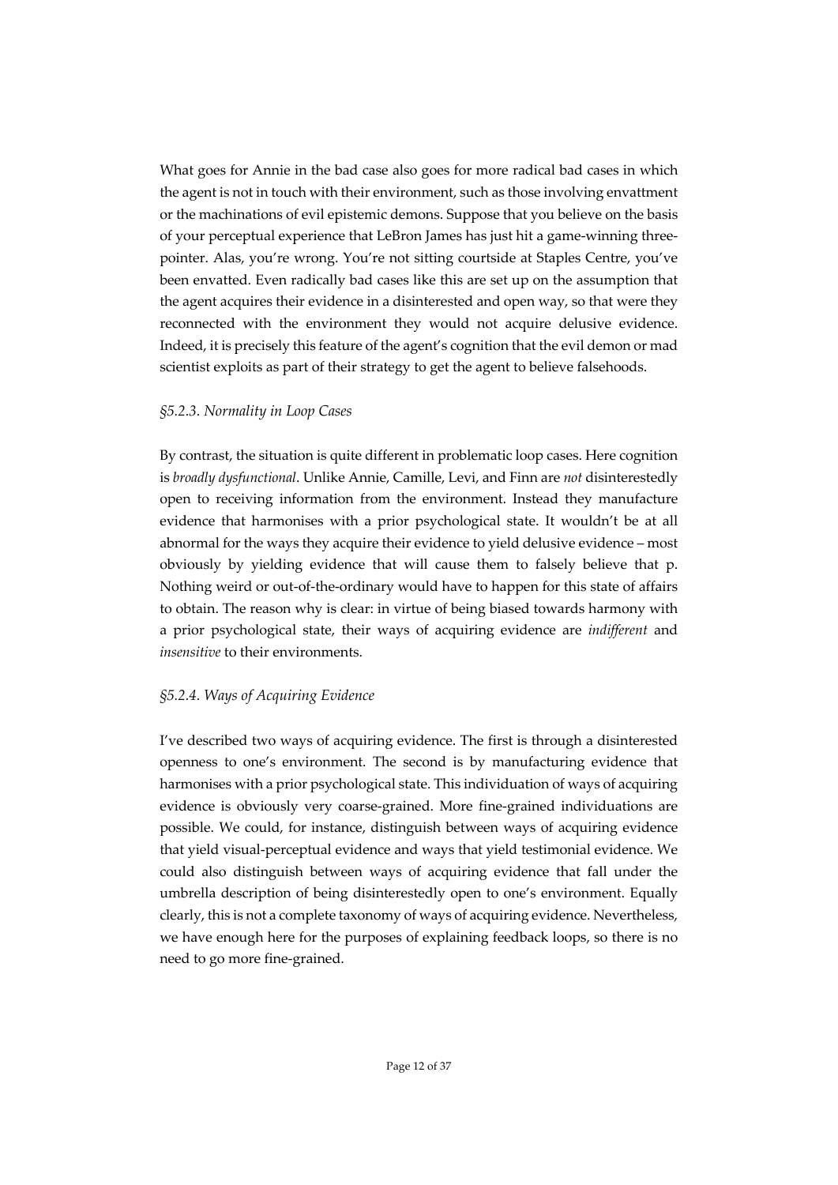What goes for Annie in the bad case also goes for more radical bad cases in which the agent is not in touch with their environment, such as those involving envattment or the machinations of evil epistemic demons. Suppose that you believe on the basis of your perceptual experience that LeBron James has just hit a game-winning three-pointer. Alas, you're wrong. You're not sitting courtside at Staples Centre, you've been envatted. Even radically bad cases like this are set up on the assumption that the agent acquires their evidence in a disinterested and open way, so that were they reconnected with the environment they would not acquire delusive evidence. Indeed, it is precisely this feature of the agent's cognition that the evil demon or mad scientist exploits as part of their strategy to get the agent to believe falsehoods.

### *§5.2.3. Normality in Loop Cases*

By contrast, the situation is quite different in problematic loop cases. Here cognition is *broadly dysfunctional*. Unlike Annie, Camille, Levi, and Finn are *not* disinterestedly open to receiving information from the environment. Instead they manufacture evidence that harmonises with a prior psychological state. It wouldn't be at all abnormal for the ways they acquire their evidence to yield delusive evidence – most obviously by yielding evidence that will cause them to falsely believe that p. Nothing weird or out-of-the-ordinary would have to happen for this state of affairs to obtain. The reason why is clear: in virtue of being biased towards harmony with a prior psychological state, their ways of acquiring evidence are *indifferent* and *insensitive* to their environments.

### *§5.2.4. Ways of Acquiring Evidence*

I've described two ways of acquiring evidence. The first is through a disinterested openness to one's environment. The second is by manufacturing evidence that harmonises with a prior psychological state. This individuation of ways of acquiring evidence is obviously very coarse-grained. More fine-grained individuations are possible. We could, for instance, distinguish between ways of acquiring evidence that yield visual-perceptual evidence and ways that yield testimonial evidence. We could also distinguish between ways of acquiring evidence that fall under the umbrella description of being disinterestedly open to one's environment. Equally clearly, this is not a complete taxonomy of ways of acquiring evidence. Nevertheless, we have enough here for the purposes of explaining feedback loops, so there is no need to go more fine-grained.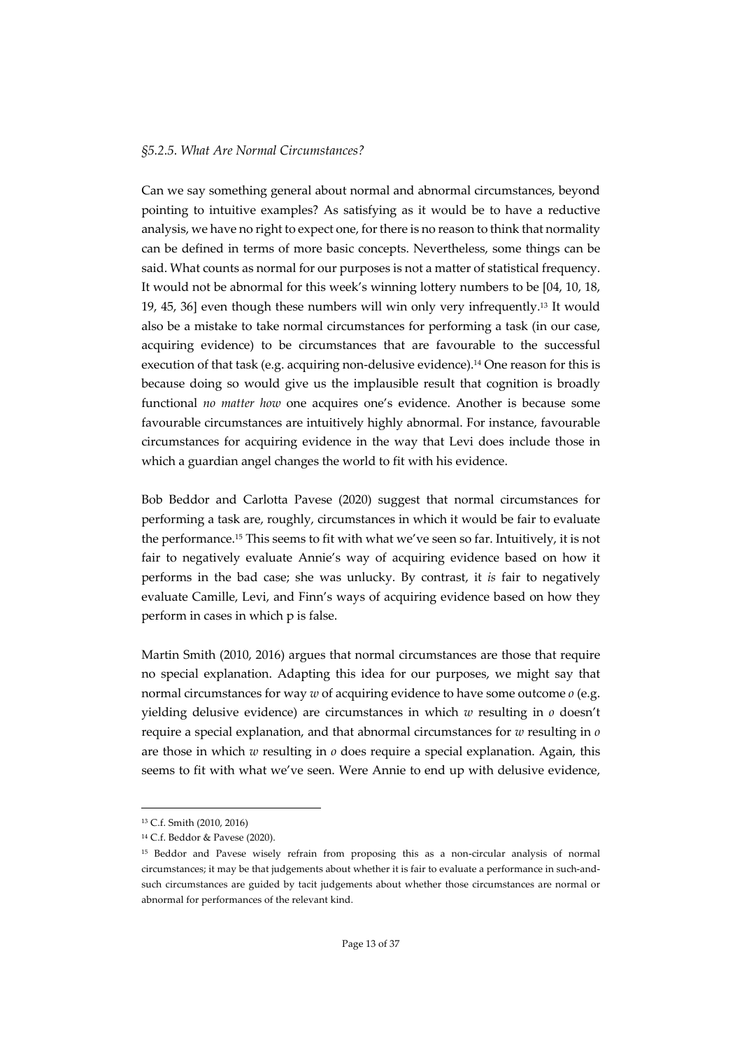*§5.2.5. What Are Normal Circumstances?*

Can we say something general about normal and abnormal circumstances, beyond pointing to intuitive examples? As satisfying as it would be to have a reductive analysis, we have no right to expect one, for there is no reason to think that normality can be defined in terms of more basic concepts. Nevertheless, some things can be said. What counts as normal for our purposes is not a matter of statistical frequency. It would not be abnormal for this week's winning lottery numbers to be [04, 10, 18, 19, 45, 36] even though these numbers will win only very infrequently.[13] It would also be a mistake to take normal circumstances for performing a task (in our case, acquiring evidence) to be circumstances that are favourable to the successful execution of that task (e.g. acquiring non-delusive evidence).[14] One reason for this is because doing so would give us the implausible result that cognition is broadly functional *no matter how* one acquires one's evidence. Another is because some favourable circumstances are intuitively highly abnormal. For instance, favourable circumstances for acquiring evidence in the way that Levi does include those in which a guardian angel changes the world to fit with his evidence.

Bob Beddor and Carlotta Pavese (2020) suggest that normal circumstances for performing a task are, roughly, circumstances in which it would be fair to evaluate the performance.[15] This seems to fit with what we've seen so far. Intuitively, it is not fair to negatively evaluate Annie's way of acquiring evidence based on how it performs in the bad case; she was unlucky. By contrast, it *is* fair to negatively evaluate Camille, Levi, and Finn's ways of acquiring evidence based on how they perform in cases in which p is false.

Martin Smith (2010, 2016) argues that normal circumstances are those that require no special explanation. Adapting this idea for our purposes, we might say that normal circumstances for way *w* of acquiring evidence to have some outcome *o* (e.g. yielding delusive evidence) are circumstances in which *w* resulting in *o* doesn't require a special explanation, and that abnormal circumstances for *w* resulting in *o* are those in which *w* resulting in *o* does require a special explanation. Again, this seems to fit with what we've seen. Were Annie to end up with delusive evidence,

---

[13] C.f. Smith (2010, 2016)

[14] C.f. Beddor & Pavese (2020).

[15] Beddor and Pavese wisely refrain from proposing this as a non-circular analysis of normal circumstances; it may be that judgements about whether it is fair to evaluate a performance in such-and-such circumstances are guided by tacit judgements about whether those circumstances are normal or abnormal for performances of the relevant kind.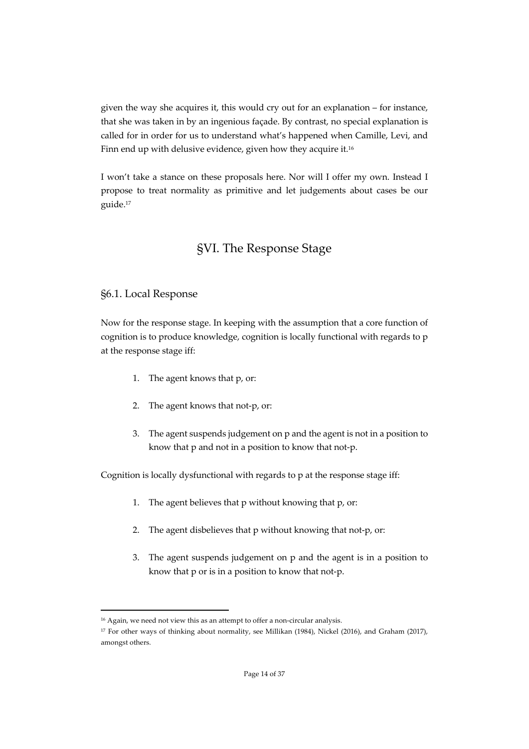given the way she acquires it, this would cry out for an explanation – for instance, that she was taken in by an ingenious façade. By contrast, no special explanation is called for in order for us to understand what's happened when Camille, Levi, and Finn end up with delusive evidence, given how they acquire it.[16]

I won't take a stance on these proposals here. Nor will I offer my own. Instead I propose to treat normality as primitive and let judgements about cases be our guide.[17]

## §VI. The Response Stage

### §6.1. Local Response

Now for the response stage. In keeping with the assumption that a core function of cognition is to produce knowledge, cognition is locally functional with regards to p at the response stage iff:

1. The agent knows that p, or:
2. The agent knows that not-p, or:
3. The agent suspends judgement on p and the agent is not in a position to know that p and not in a position to know that not-p.

Cognition is locally dysfunctional with regards to p at the response stage iff:

1. The agent believes that p without knowing that p, or:
2. The agent disbelieves that p without knowing that not-p, or:
3. The agent suspends judgement on p and the agent is in a position to know that p or is in a position to know that not-p.

---

[16] Again, we need not view this as an attempt to offer a non-circular analysis.

[17] For other ways of thinking about normality, see Millikan (1984), Nickel (2016), and Graham (2017), amongst others.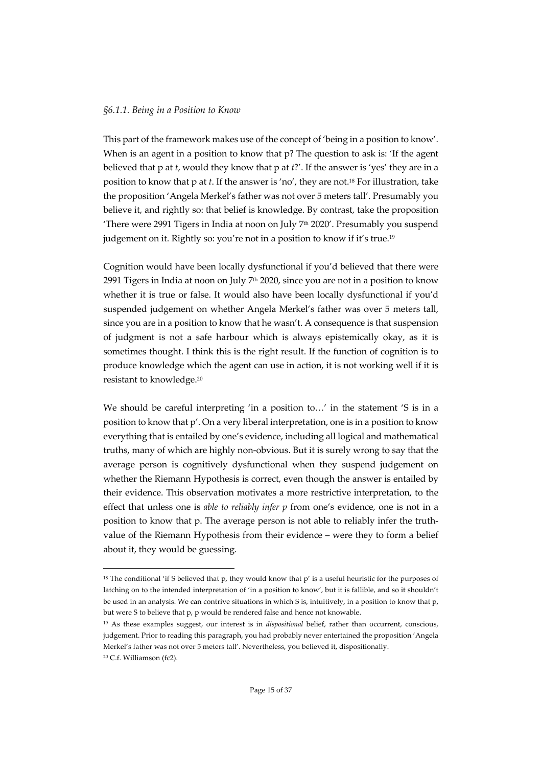*§6.1.1. Being in a Position to Know*

This part of the framework makes use of the concept of 'being in a position to know'. When is an agent in a position to know that p? The question to ask is: 'If the agent believed that p at *t*, would they know that p at *t*?'. If the answer is 'yes' they are in a position to know that p at *t*. If the answer is 'no', they are not.[18] For illustration, take the proposition 'Angela Merkel's father was not over 5 meters tall'. Presumably you believe it, and rightly so: that belief is knowledge. By contrast, take the proposition 'There were 2991 Tigers in India at noon on July 7th 2020'. Presumably you suspend judgement on it. Rightly so: you're not in a position to know if it's true.[19]

Cognition would have been locally dysfunctional if you'd believed that there were 2991 Tigers in India at noon on July 7th 2020, since you are not in a position to know whether it is true or false. It would also have been locally dysfunctional if you'd suspended judgement on whether Angela Merkel's father was over 5 meters tall, since you are in a position to know that he wasn't. A consequence is that suspension of judgment is not a safe harbour which is always epistemically okay, as it is sometimes thought. I think this is the right result. If the function of cognition is to produce knowledge which the agent can use in action, it is not working well if it is resistant to knowledge.[20]

We should be careful interpreting 'in a position to…' in the statement 'S is in a position to know that p'. On a very liberal interpretation, one is in a position to know everything that is entailed by one's evidence, including all logical and mathematical truths, many of which are highly non-obvious. But it is surely wrong to say that the average person is cognitively dysfunctional when they suspend judgement on whether the Riemann Hypothesis is correct, even though the answer is entailed by their evidence. This observation motivates a more restrictive interpretation, to the effect that unless one is *able to reliably infer p* from one's evidence, one is not in a position to know that p. The average person is not able to reliably infer the truth-value of the Riemann Hypothesis from their evidence – were they to form a belief about it, they would be guessing.

---

[18] The conditional 'if S believed that p, they would know that p' is a useful heuristic for the purposes of latching on to the intended interpretation of 'in a position to know', but it is fallible, and so it shouldn't be used in an analysis. We can contrive situations in which S is, intuitively, in a position to know that p, but were S to believe that p, p would be rendered false and hence not knowable.

[19] As these examples suggest, our interest is in *dispositional* belief, rather than occurrent, conscious, judgement. Prior to reading this paragraph, you had probably never entertained the proposition 'Angela Merkel's father was not over 5 meters tall'. Nevertheless, you believed it, dispositionally.

[20] C.f. Williamson (fc2).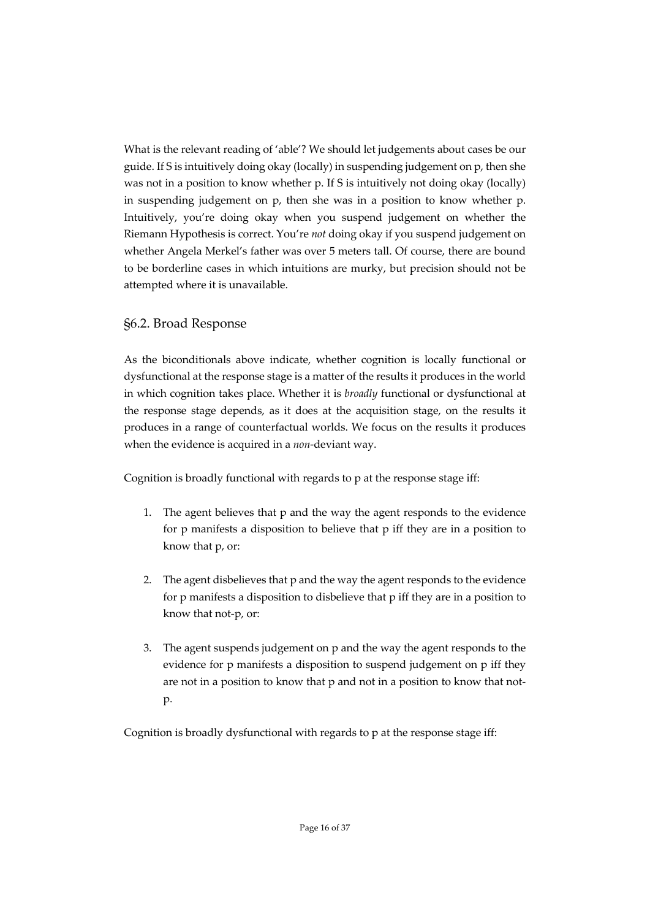What is the relevant reading of 'able'? We should let judgements about cases be our guide. If S is intuitively doing okay (locally) in suspending judgement on p, then she was not in a position to know whether p. If S is intuitively not doing okay (locally) in suspending judgement on p, then she was in a position to know whether p. Intuitively, you're doing okay when you suspend judgement on whether the Riemann Hypothesis is correct. You're *not* doing okay if you suspend judgement on whether Angela Merkel's father was over 5 meters tall. Of course, there are bound to be borderline cases in which intuitions are murky, but precision should not be attempted where it is unavailable.

## §6.2. Broad Response

As the biconditionals above indicate, whether cognition is locally functional or dysfunctional at the response stage is a matter of the results it produces in the world in which cognition takes place. Whether it is *broadly* functional or dysfunctional at the response stage depends, as it does at the acquisition stage, on the results it produces in a range of counterfactual worlds. We focus on the results it produces when the evidence is acquired in a *non*-deviant way.

Cognition is broadly functional with regards to p at the response stage iff:

1. The agent believes that p and the way the agent responds to the evidence for p manifests a disposition to believe that p iff they are in a position to know that p, or:

2. The agent disbelieves that p and the way the agent responds to the evidence for p manifests a disposition to disbelieve that p iff they are in a position to know that not-p, or:

3. The agent suspends judgement on p and the way the agent responds to the evidence for p manifests a disposition to suspend judgement on p iff they are not in a position to know that p and not in a position to know that not-p.

Cognition is broadly dysfunctional with regards to p at the response stage iff: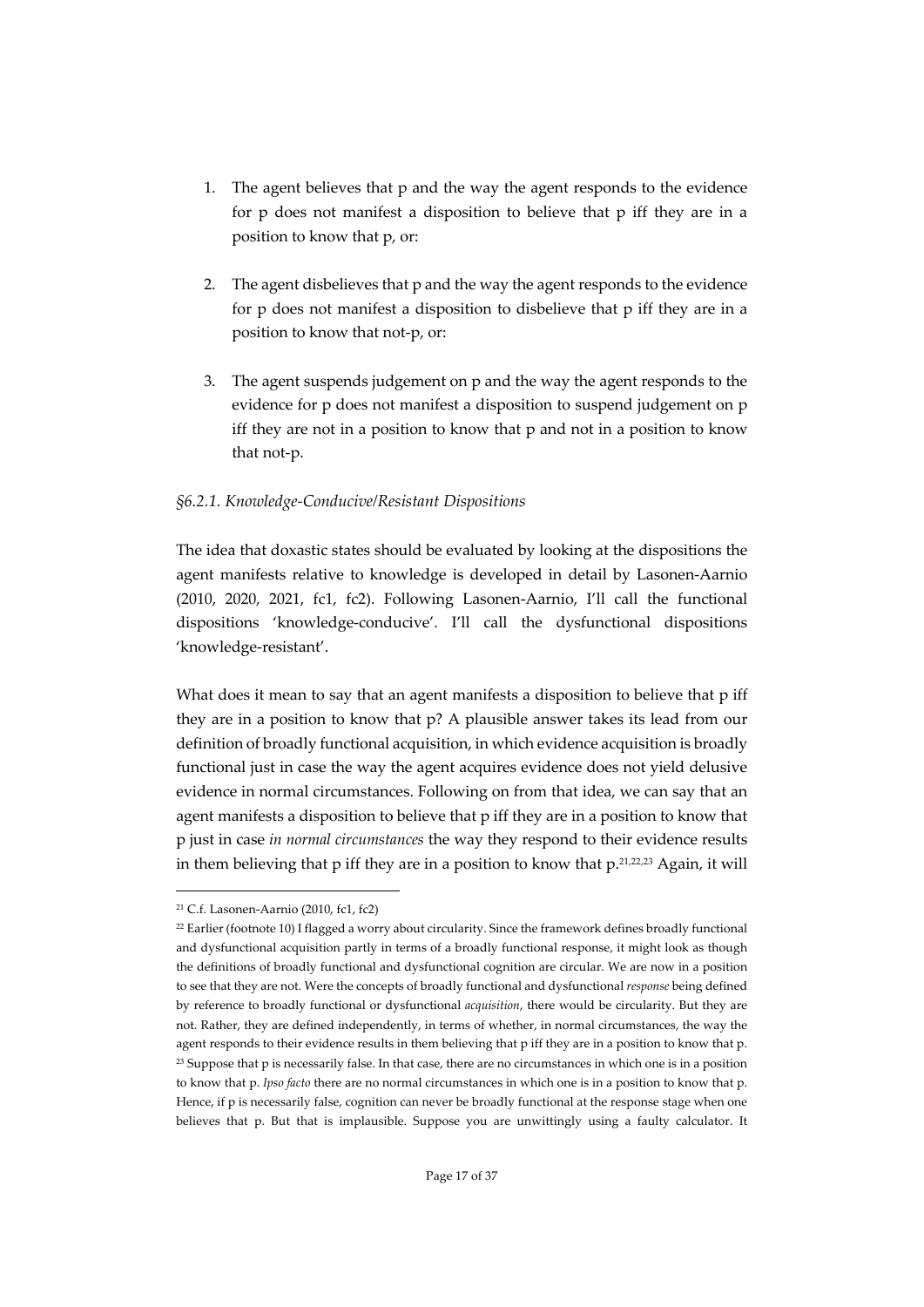1. The agent believes that p and the way the agent responds to the evidence for p does not manifest a disposition to believe that p iff they are in a position to know that p, or:

2. The agent disbelieves that p and the way the agent responds to the evidence for p does not manifest a disposition to disbelieve that p iff they are in a position to know that not-p, or:

3. The agent suspends judgement on p and the way the agent responds to the evidence for p does not manifest a disposition to suspend judgement on p iff they are not in a position to know that p and not in a position to know that not-p.

### *§6.2.1. Knowledge-Conducive/Resistant Dispositions*

The idea that doxastic states should be evaluated by looking at the dispositions the agent manifests relative to knowledge is developed in detail by Lasonen-Aarnio (2010, 2020, 2021, fc1, fc2). Following Lasonen-Aarnio, I'll call the functional dispositions 'knowledge-conducive'. I'll call the dysfunctional dispositions 'knowledge-resistant'.

What does it mean to say that an agent manifests a disposition to believe that p iff they are in a position to know that p? A plausible answer takes its lead from our definition of broadly functional acquisition, in which evidence acquisition is broadly functional just in case the way the agent acquires evidence does not yield delusive evidence in normal circumstances. Following on from that idea, we can say that an agent manifests a disposition to believe that p iff they are in a position to know that p just in case *in normal circumstances* the way they respond to their evidence results in them believing that p iff they are in a position to know that p.[21,22,23] Again, it will

---

[21] C.f. Lasonen-Aarnio (2010, fc1, fc2)

[22] Earlier (footnote 10) I flagged a worry about circularity. Since the framework defines broadly functional and dysfunctional acquisition partly in terms of a broadly functional response, it might look as though the definitions of broadly functional and dysfunctional cognition are circular. We are now in a position to see that they are not. Were the concepts of broadly functional and dysfunctional *response* being defined by reference to broadly functional or dysfunctional *acquisition*, there would be circularity. But they are not. Rather, they are defined independently, in terms of whether, in normal circumstances, the way the agent responds to their evidence results in them believing that p iff they are in a position to know that p.

[23] Suppose that p is necessarily false. In that case, there are no circumstances in which one is in a position to know that p. *Ipso facto* there are no normal circumstances in which one is in a position to know that p. Hence, if p is necessarily false, cognition can never be broadly functional at the response stage when one believes that p. But that is implausible. Suppose you are unwittingly using a faulty calculator. It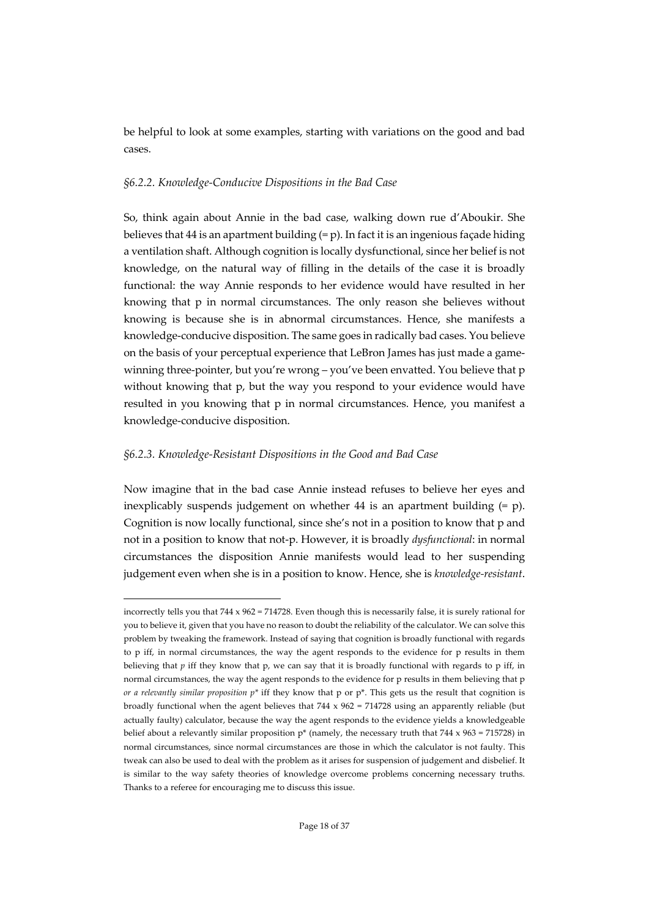be helpful to look at some examples, starting with variations on the good and bad cases.

### *§6.2.2. Knowledge-Conducive Dispositions in the Bad Case*

So, think again about Annie in the bad case, walking down rue d'Aboukir. She believes that 44 is an apartment building (= p). In fact it is an ingenious façade hiding a ventilation shaft. Although cognition is locally dysfunctional, since her belief is not knowledge, on the natural way of filling in the details of the case it is broadly functional: the way Annie responds to her evidence would have resulted in her knowing that p in normal circumstances. The only reason she believes without knowing is because she is in abnormal circumstances. Hence, she manifests a knowledge-conducive disposition. The same goes in radically bad cases. You believe on the basis of your perceptual experience that LeBron James has just made a game-winning three-pointer, but you're wrong – you've been envatted. You believe that p without knowing that p, but the way you respond to your evidence would have resulted in you knowing that p in normal circumstances. Hence, you manifest a knowledge-conducive disposition.

### *§6.2.3. Knowledge-Resistant Dispositions in the Good and Bad Case*

Now imagine that in the bad case Annie instead refuses to believe her eyes and inexplicably suspends judgement on whether 44 is an apartment building (= p). Cognition is now locally functional, since she's not in a position to know that p and not in a position to know that not-p. However, it is broadly *dysfunctional*: in normal circumstances the disposition Annie manifests would lead to her suspending judgement even when she is in a position to know. Hence, she is *knowledge-resistant*.

---

incorrectly tells you that 744 x 962 = 714728. Even though this is necessarily false, it is surely rational for you to believe it, given that you have no reason to doubt the reliability of the calculator. We can solve this problem by tweaking the framework. Instead of saying that cognition is broadly functional with regards to p iff, in normal circumstances, the way the agent responds to the evidence for p results in them believing that *p* iff they know that p, we can say that it is broadly functional with regards to p iff, in normal circumstances, the way the agent responds to the evidence for p results in them believing that p *or a relevantly similar proposition p\** iff they know that p or p\*. This gets us the result that cognition is broadly functional when the agent believes that 744 x 962 = 714728 using an apparently reliable (but actually faulty) calculator, because the way the agent responds to the evidence yields a knowledgeable belief about a relevantly similar proposition p\* (namely, the necessary truth that 744 x 963 = 715728) in normal circumstances, since normal circumstances are those in which the calculator is not faulty. This tweak can also be used to deal with the problem as it arises for suspension of judgement and disbelief. It is similar to the way safety theories of knowledge overcome problems concerning necessary truths. Thanks to a referee for encouraging me to discuss this issue.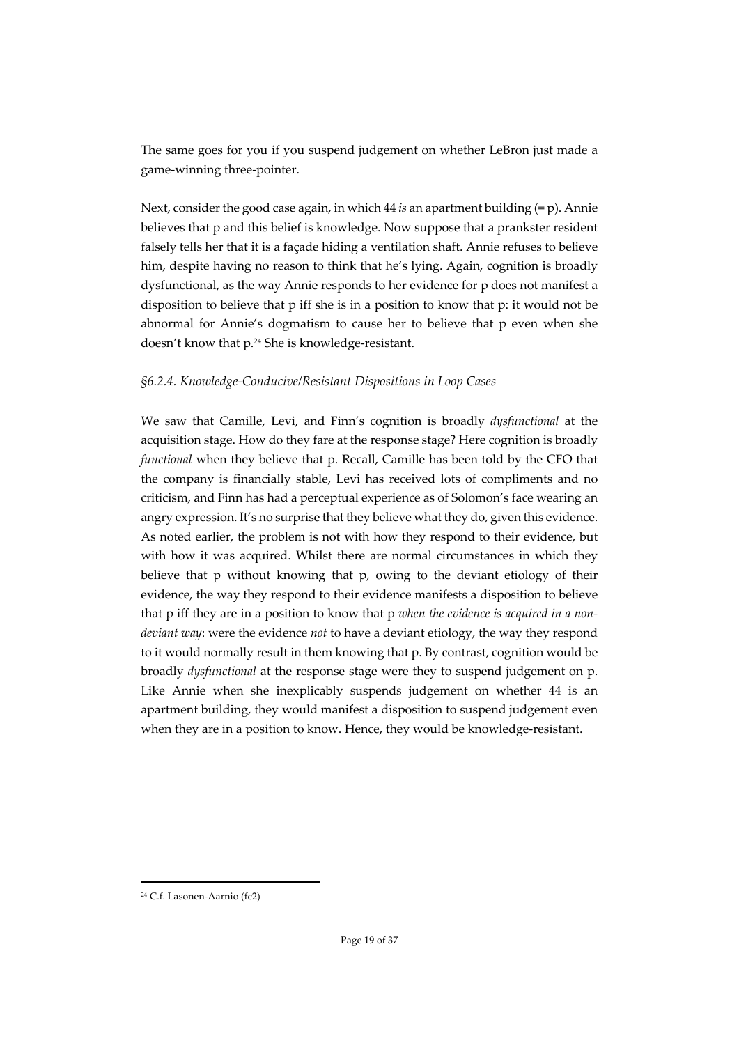The same goes for you if you suspend judgement on whether LeBron just made a game-winning three-pointer.

Next, consider the good case again, in which 44 *is* an apartment building (= p). Annie believes that p and this belief is knowledge. Now suppose that a prankster resident falsely tells her that it is a façade hiding a ventilation shaft. Annie refuses to believe him, despite having no reason to think that he's lying. Again, cognition is broadly dysfunctional, as the way Annie responds to her evidence for p does not manifest a disposition to believe that p iff she is in a position to know that p: it would not be abnormal for Annie's dogmatism to cause her to believe that p even when she doesn't know that p.[24] She is knowledge-resistant.

### *§6.2.4. Knowledge-Conducive/Resistant Dispositions in Loop Cases*

We saw that Camille, Levi, and Finn's cognition is broadly *dysfunctional* at the acquisition stage. How do they fare at the response stage? Here cognition is broadly *functional* when they believe that p. Recall, Camille has been told by the CFO that the company is financially stable, Levi has received lots of compliments and no criticism, and Finn has had a perceptual experience as of Solomon's face wearing an angry expression. It's no surprise that they believe what they do, given this evidence. As noted earlier, the problem is not with how they respond to their evidence, but with how it was acquired. Whilst there are normal circumstances in which they believe that p without knowing that p, owing to the deviant etiology of their evidence, the way they respond to their evidence manifests a disposition to believe that p iff they are in a position to know that p *when the evidence is acquired in a non-deviant way*: were the evidence *not* to have a deviant etiology, the way they respond to it would normally result in them knowing that p. By contrast, cognition would be broadly *dysfunctional* at the response stage were they to suspend judgement on p. Like Annie when she inexplicably suspends judgement on whether 44 is an apartment building, they would manifest a disposition to suspend judgement even when they are in a position to know. Hence, they would be knowledge-resistant.

---

[24] C.f. Lasonen-Aarnio (fc2)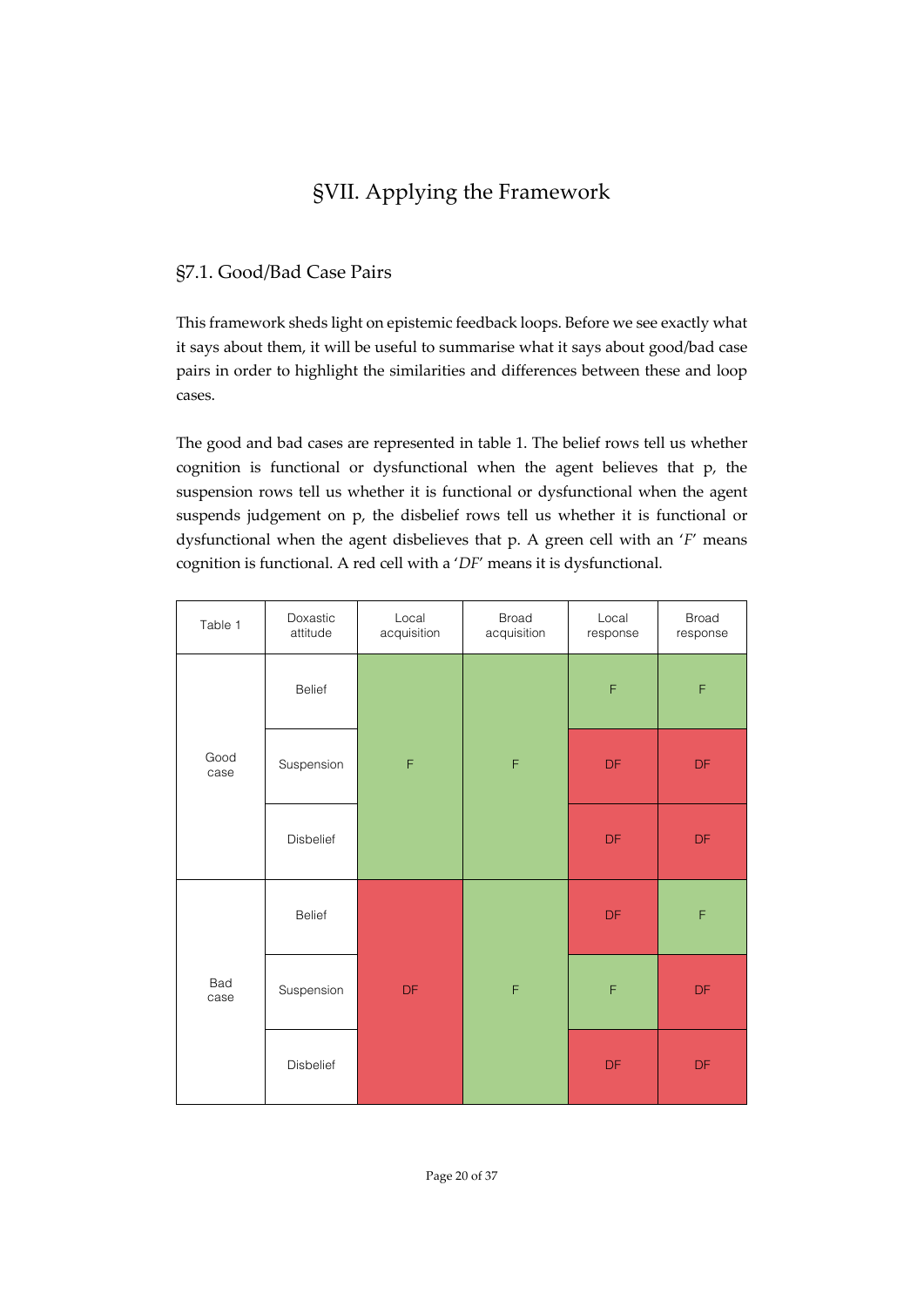# §VII. Applying the Framework

## §7.1. Good/Bad Case Pairs

This framework sheds light on epistemic feedback loops. Before we see exactly what it says about them, it will be useful to summarise what it says about good/bad case pairs in order to highlight the similarities and differences between these and loop cases.

The good and bad cases are represented in table 1. The belief rows tell us whether cognition is functional or dysfunctional when the agent believes that p, the suspension rows tell us whether it is functional or dysfunctional when the agent suspends judgement on p, the disbelief rows tell us whether it is functional or dysfunctional when the agent disbelieves that p. A green cell with an '*F*' means cognition is functional. A red cell with a '*DF*' means it is dysfunctional.

| Table 1 | Doxastic attitude | Local acquisition | Broad acquisition | Local response | Broad response |
|---|---|---|---|---|---|
| Good case | Belief | F | F | F | F |
| | Suspension | | | DF | DF |
| | Disbelief | | | DF | DF |
| Bad case | Belief | DF | F | DF | F |
| | Suspension | | | F | DF |
| | Disbelief | | | DF | DF |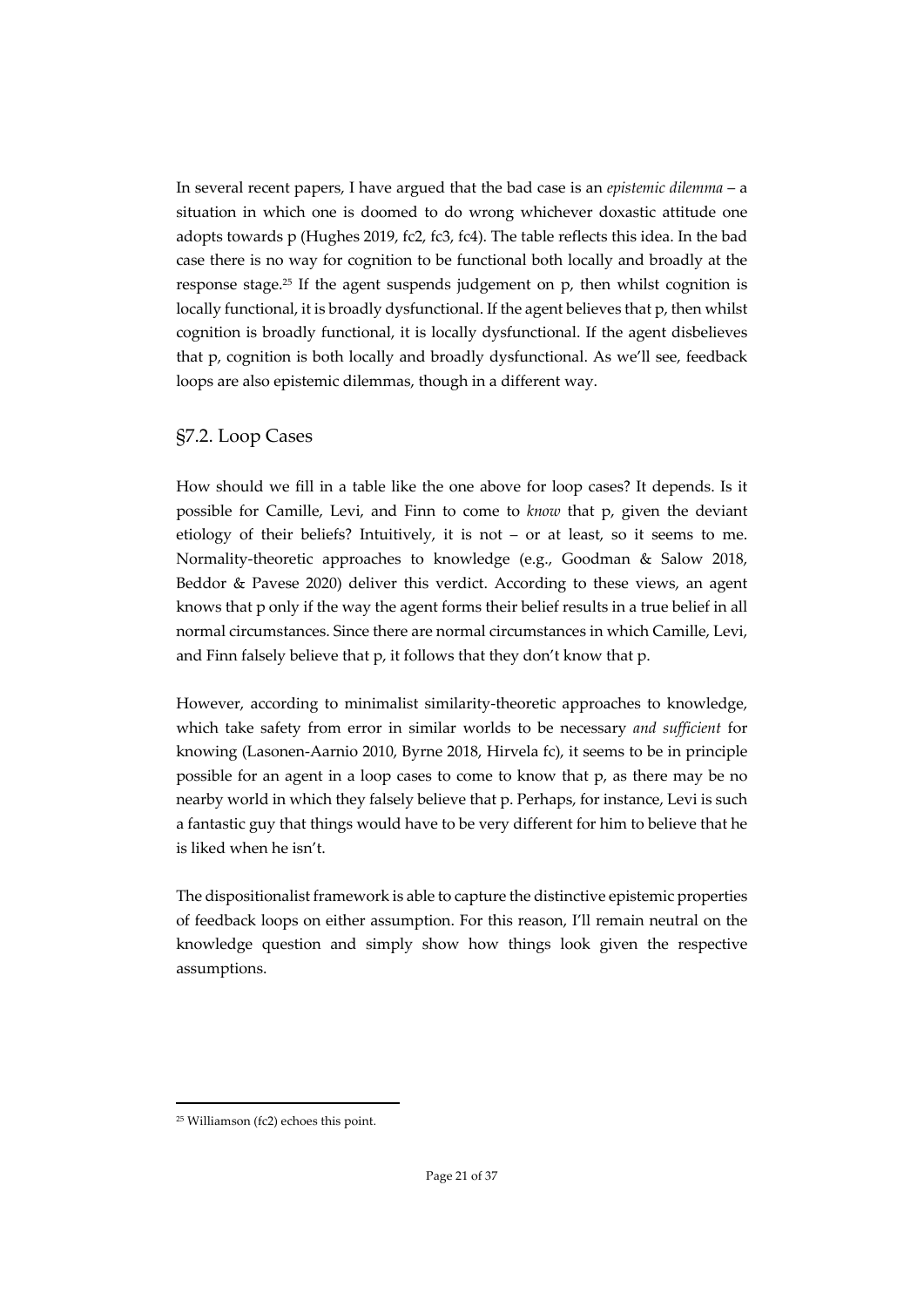In several recent papers, I have argued that the bad case is an *epistemic dilemma* – a situation in which one is doomed to do wrong whichever doxastic attitude one adopts towards p (Hughes 2019, fc2, fc3, fc4). The table reflects this idea. In the bad case there is no way for cognition to be functional both locally and broadly at the response stage.[25] If the agent suspends judgement on p, then whilst cognition is locally functional, it is broadly dysfunctional. If the agent believes that p, then whilst cognition is broadly functional, it is locally dysfunctional. If the agent disbelieves that p, cognition is both locally and broadly dysfunctional. As we'll see, feedback loops are also epistemic dilemmas, though in a different way.

## §7.2. Loop Cases

How should we fill in a table like the one above for loop cases? It depends. Is it possible for Camille, Levi, and Finn to come to *know* that p, given the deviant etiology of their beliefs? Intuitively, it is not – or at least, so it seems to me. Normality-theoretic approaches to knowledge (e.g., Goodman & Salow 2018, Beddor & Pavese 2020) deliver this verdict. According to these views, an agent knows that p only if the way the agent forms their belief results in a true belief in all normal circumstances. Since there are normal circumstances in which Camille, Levi, and Finn falsely believe that p, it follows that they don't know that p.

However, according to minimalist similarity-theoretic approaches to knowledge, which take safety from error in similar worlds to be necessary *and sufficient* for knowing (Lasonen-Aarnio 2010, Byrne 2018, Hirvela fc), it seems to be in principle possible for an agent in a loop cases to come to know that p, as there may be no nearby world in which they falsely believe that p. Perhaps, for instance, Levi is such a fantastic guy that things would have to be very different for him to believe that he is liked when he isn't.

The dispositionalist framework is able to capture the distinctive epistemic properties of feedback loops on either assumption. For this reason, I'll remain neutral on the knowledge question and simply show how things look given the respective assumptions.

[25] Williamson (fc2) echoes this point.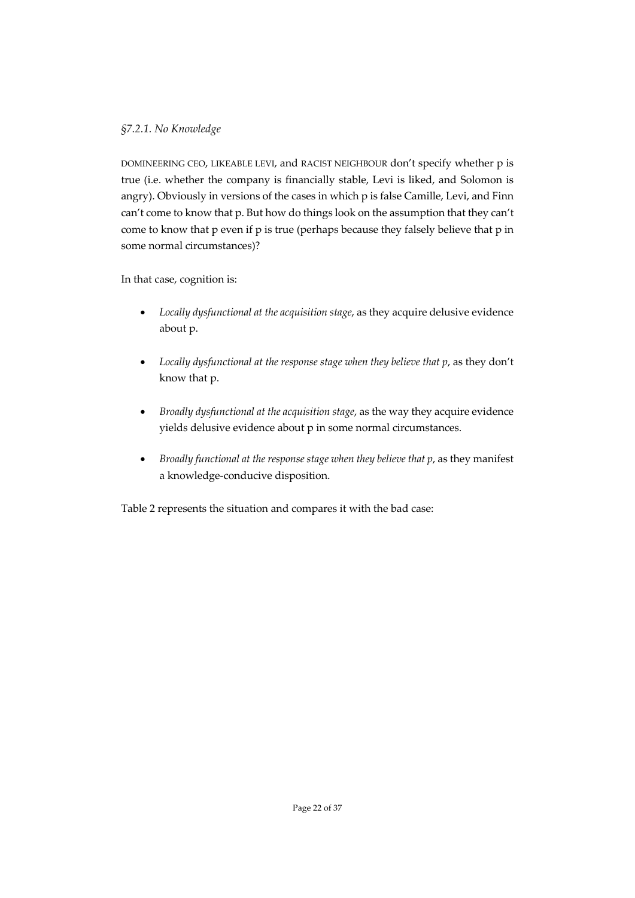### *§7.2.1. No Knowledge*

DOMINEERING CEO, LIKEABLE LEVI, and RACIST NEIGHBOUR don't specify whether p is true (i.e. whether the company is financially stable, Levi is liked, and Solomon is angry). Obviously in versions of the cases in which p is false Camille, Levi, and Finn can't come to know that p. But how do things look on the assumption that they can't come to know that p even if p is true (perhaps because they falsely believe that p in some normal circumstances)?

In that case, cognition is:

- *Locally dysfunctional at the acquisition stage*, as they acquire delusive evidence about p.
- *Locally dysfunctional at the response stage when they believe that p*, as they don't know that p.
- *Broadly dysfunctional at the acquisition stage*, as the way they acquire evidence yields delusive evidence about p in some normal circumstances.
- *Broadly functional at the response stage when they believe that p*, as they manifest a knowledge-conducive disposition.

Table 2 represents the situation and compares it with the bad case: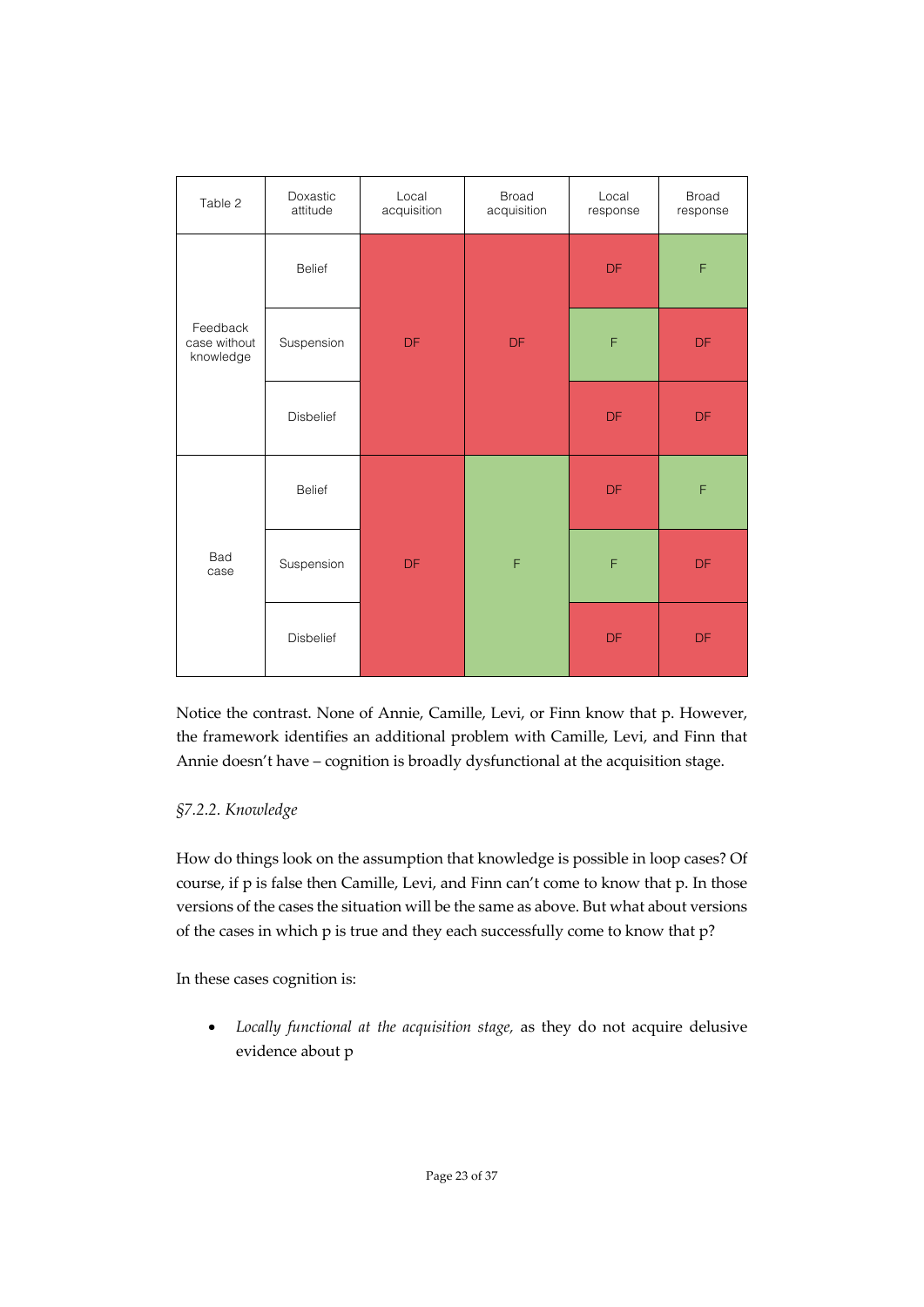| Table 2 | Doxastic attitude | Local acquisition | Broad acquisition | Local response | Broad response |
|---|---|---|---|---|---|
| Feedback case without knowledge | Belief | DF | DF | DF | F |
| | Suspension | | | F | DF |
| | Disbelief | | | DF | DF |
| Bad case | Belief | DF | F | DF | F |
| | Suspension | | | F | DF |
| | Disbelief | | | DF | DF |

Notice the contrast. None of Annie, Camille, Levi, or Finn know that p. However, the framework identifies an additional problem with Camille, Levi, and Finn that Annie doesn't have – cognition is broadly dysfunctional at the acquisition stage.

*§7.2.2. Knowledge*

How do things look on the assumption that knowledge is possible in loop cases? Of course, if p is false then Camille, Levi, and Finn can't come to know that p. In those versions of the cases the situation will be the same as above. But what about versions of the cases in which p is true and they each successfully come to know that p?

In these cases cognition is:

- *Locally functional at the acquisition stage,* as they do not acquire delusive evidence about p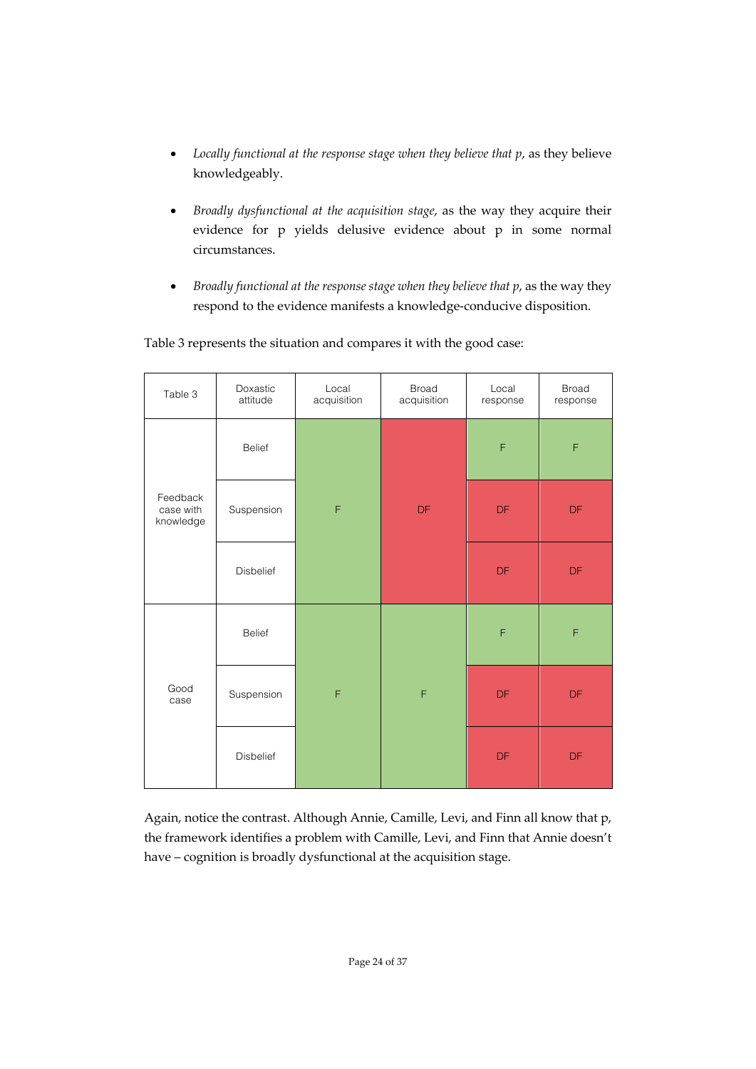- *Locally functional at the response stage when they believe that p*, as they believe knowledgeably.

- *Broadly dysfunctional at the acquisition stage*, as the way they acquire their evidence for p yields delusive evidence about p in some normal circumstances.

- *Broadly functional at the response stage when they believe that p*, as the way they respond to the evidence manifests a knowledge-conducive disposition.

Table 3 represents the situation and compares it with the good case:

| Table 3 | Doxastic attitude | Local acquisition | Broad acquisition | Local response | Broad response |
|---|---|---|---|---|---|
| Feedback case with knowledge | Belief | F | DF | F | F |
| | Suspension | | | DF | DF |
| | Disbelief | | | DF | DF |
| Good case | Belief | F | F | F | F |
| | Suspension | | | DF | DF |
| | Disbelief | | | DF | DF |

Again, notice the contrast. Although Annie, Camille, Levi, and Finn all know that p, the framework identifies a problem with Camille, Levi, and Finn that Annie doesn't have – cognition is broadly dysfunctional at the acquisition stage.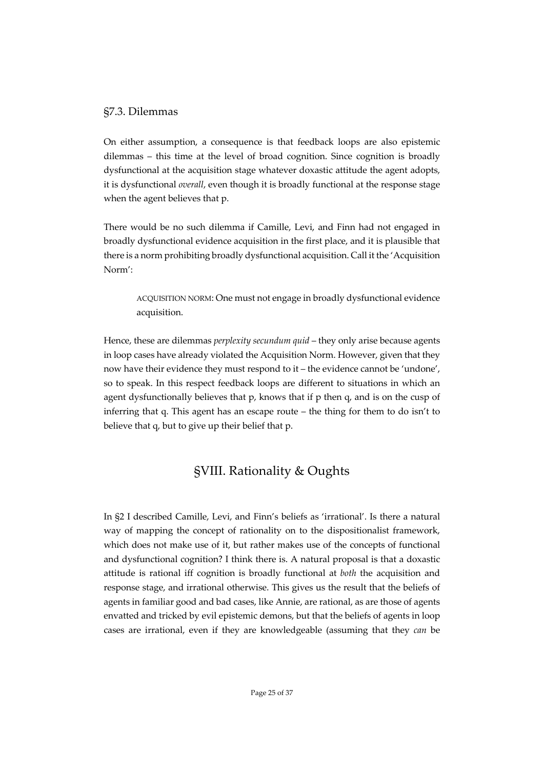### §7.3. Dilemmas

On either assumption, a consequence is that feedback loops are also epistemic dilemmas – this time at the level of broad cognition. Since cognition is broadly dysfunctional at the acquisition stage whatever doxastic attitude the agent adopts, it is dysfunctional *overall*, even though it is broadly functional at the response stage when the agent believes that p.

There would be no such dilemma if Camille, Levi, and Finn had not engaged in broadly dysfunctional evidence acquisition in the first place, and it is plausible that there is a norm prohibiting broadly dysfunctional acquisition. Call it the 'Acquisition Norm':

> ACQUISITION NORM: One must not engage in broadly dysfunctional evidence acquisition.

Hence, these are dilemmas *perplexity secundum quid* – they only arise because agents in loop cases have already violated the Acquisition Norm. However, given that they now have their evidence they must respond to it – the evidence cannot be 'undone', so to speak. In this respect feedback loops are different to situations in which an agent dysfunctionally believes that p, knows that if p then q, and is on the cusp of inferring that q. This agent has an escape route – the thing for them to do isn't to believe that q, but to give up their belief that p.

## §VIII. Rationality & Oughts

In §2 I described Camille, Levi, and Finn's beliefs as 'irrational'. Is there a natural way of mapping the concept of rationality on to the dispositionalist framework, which does not make use of it, but rather makes use of the concepts of functional and dysfunctional cognition? I think there is. A natural proposal is that a doxastic attitude is rational iff cognition is broadly functional at *both* the acquisition and response stage, and irrational otherwise. This gives us the result that the beliefs of agents in familiar good and bad cases, like Annie, are rational, as are those of agents envatted and tricked by evil epistemic demons, but that the beliefs of agents in loop cases are irrational, even if they are knowledgeable (assuming that they *can* be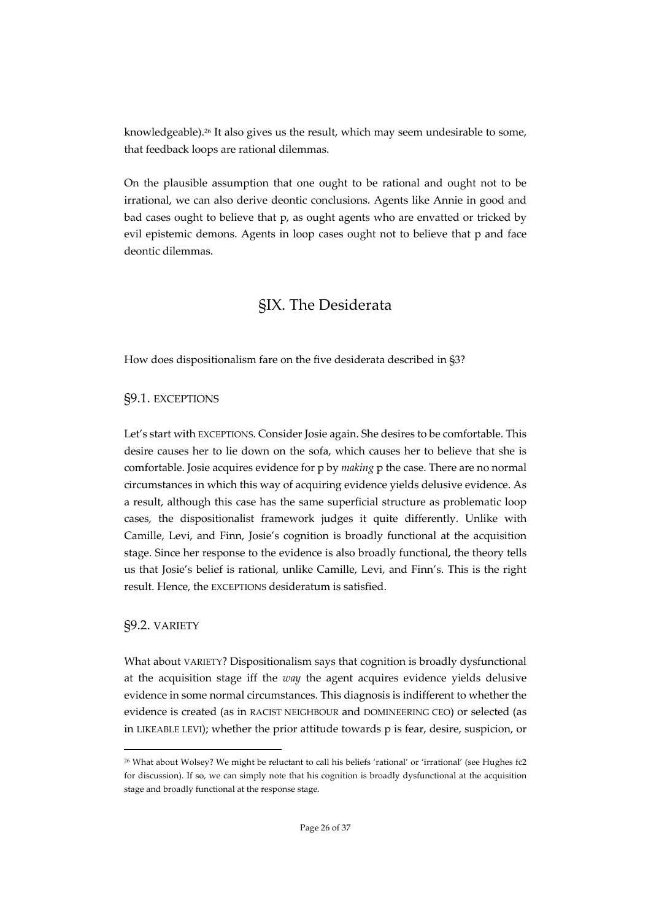knowledgeable).[26] It also gives us the result, which may seem undesirable to some, that feedback loops are rational dilemmas.

On the plausible assumption that one ought to be rational and ought not to be irrational, we can also derive deontic conclusions. Agents like Annie in good and bad cases ought to believe that p, as ought agents who are envatted or tricked by evil epistemic demons. Agents in loop cases ought not to believe that p and face deontic dilemmas.

## §IX. The Desiderata

How does dispositionalism fare on the five desiderata described in §3?

### §9.1. EXCEPTIONS

Let's start with EXCEPTIONS. Consider Josie again. She desires to be comfortable. This desire causes her to lie down on the sofa, which causes her to believe that she is comfortable. Josie acquires evidence for p by *making* p the case. There are no normal circumstances in which this way of acquiring evidence yields delusive evidence. As a result, although this case has the same superficial structure as problematic loop cases, the dispositionalist framework judges it quite differently. Unlike with Camille, Levi, and Finn, Josie's cognition is broadly functional at the acquisition stage. Since her response to the evidence is also broadly functional, the theory tells us that Josie's belief is rational, unlike Camille, Levi, and Finn's. This is the right result. Hence, the EXCEPTIONS desideratum is satisfied.

### §9.2. VARIETY

What about VARIETY? Dispositionalism says that cognition is broadly dysfunctional at the acquisition stage iff the *way* the agent acquires evidence yields delusive evidence in some normal circumstances. This diagnosis is indifferent to whether the evidence is created (as in RACIST NEIGHBOUR and DOMINEERING CEO) or selected (as in LIKEABLE LEVI); whether the prior attitude towards p is fear, desire, suspicion, or

[26] What about Wolsey? We might be reluctant to call his beliefs 'rational' or 'irrational' (see Hughes fc2 for discussion). If so, we can simply note that his cognition is broadly dysfunctional at the acquisition stage and broadly functional at the response stage.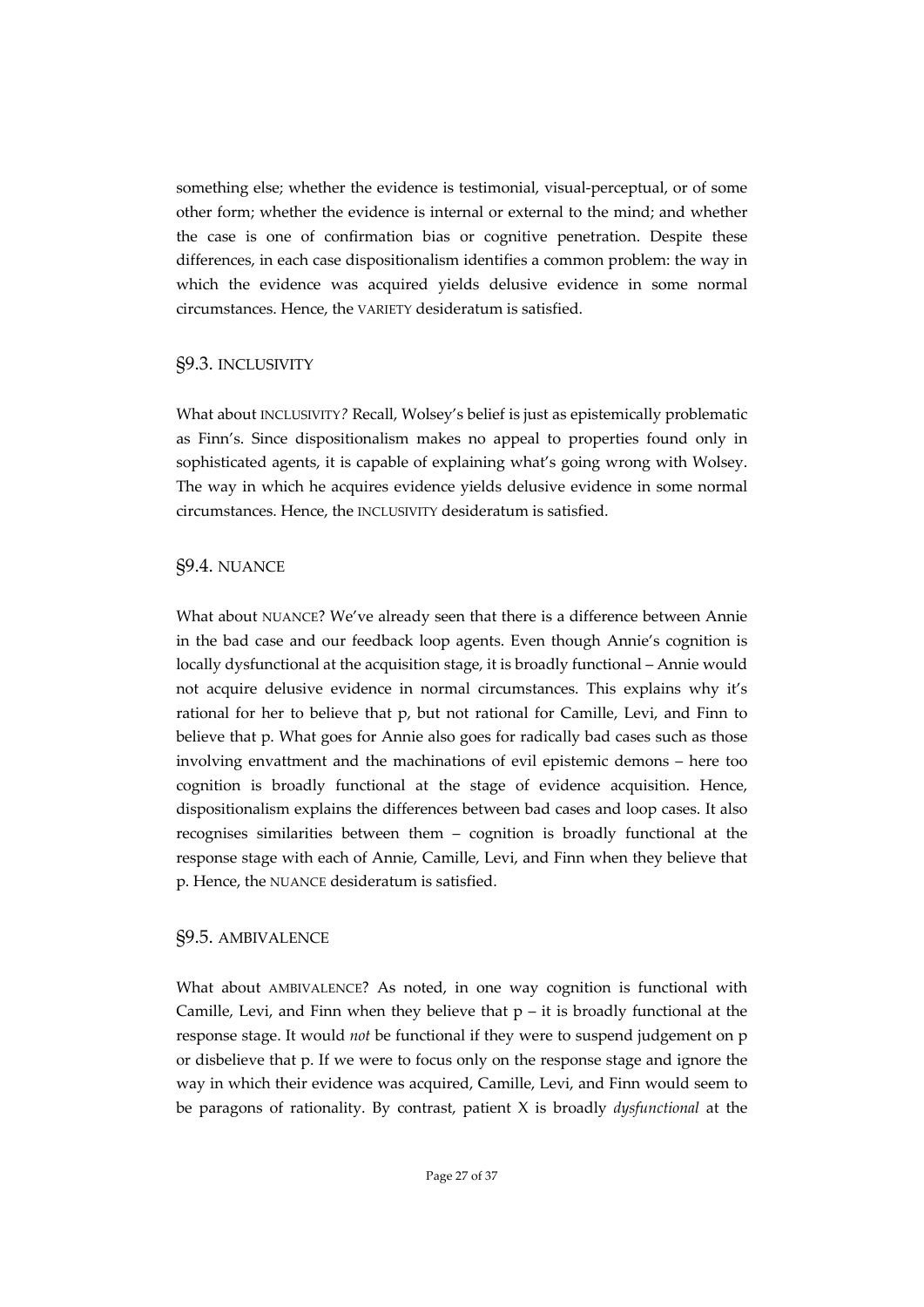something else; whether the evidence is testimonial, visual-perceptual, or of some other form; whether the evidence is internal or external to the mind; and whether the case is one of confirmation bias or cognitive penetration. Despite these differences, in each case dispositionalism identifies a common problem: the way in which the evidence was acquired yields delusive evidence in some normal circumstances. Hence, the VARIETY desideratum is satisfied.

### §9.3. INCLUSIVITY

What about INCLUSIVITY*?* Recall, Wolsey's belief is just as epistemically problematic as Finn's. Since dispositionalism makes no appeal to properties found only in sophisticated agents, it is capable of explaining what's going wrong with Wolsey. The way in which he acquires evidence yields delusive evidence in some normal circumstances. Hence, the INCLUSIVITY desideratum is satisfied.

### §9.4. NUANCE

What about NUANCE? We've already seen that there is a difference between Annie in the bad case and our feedback loop agents. Even though Annie's cognition is locally dysfunctional at the acquisition stage, it is broadly functional – Annie would not acquire delusive evidence in normal circumstances. This explains why it's rational for her to believe that p, but not rational for Camille, Levi, and Finn to believe that p. What goes for Annie also goes for radically bad cases such as those involving envattment and the machinations of evil epistemic demons – here too cognition is broadly functional at the stage of evidence acquisition. Hence, dispositionalism explains the differences between bad cases and loop cases. It also recognises similarities between them – cognition is broadly functional at the response stage with each of Annie, Camille, Levi, and Finn when they believe that p. Hence, the NUANCE desideratum is satisfied.

### §9.5. AMBIVALENCE

What about AMBIVALENCE? As noted, in one way cognition is functional with Camille, Levi, and Finn when they believe that p – it is broadly functional at the response stage. It would *not* be functional if they were to suspend judgement on p or disbelieve that p. If we were to focus only on the response stage and ignore the way in which their evidence was acquired, Camille, Levi, and Finn would seem to be paragons of rationality. By contrast, patient X is broadly *dysfunctional* at the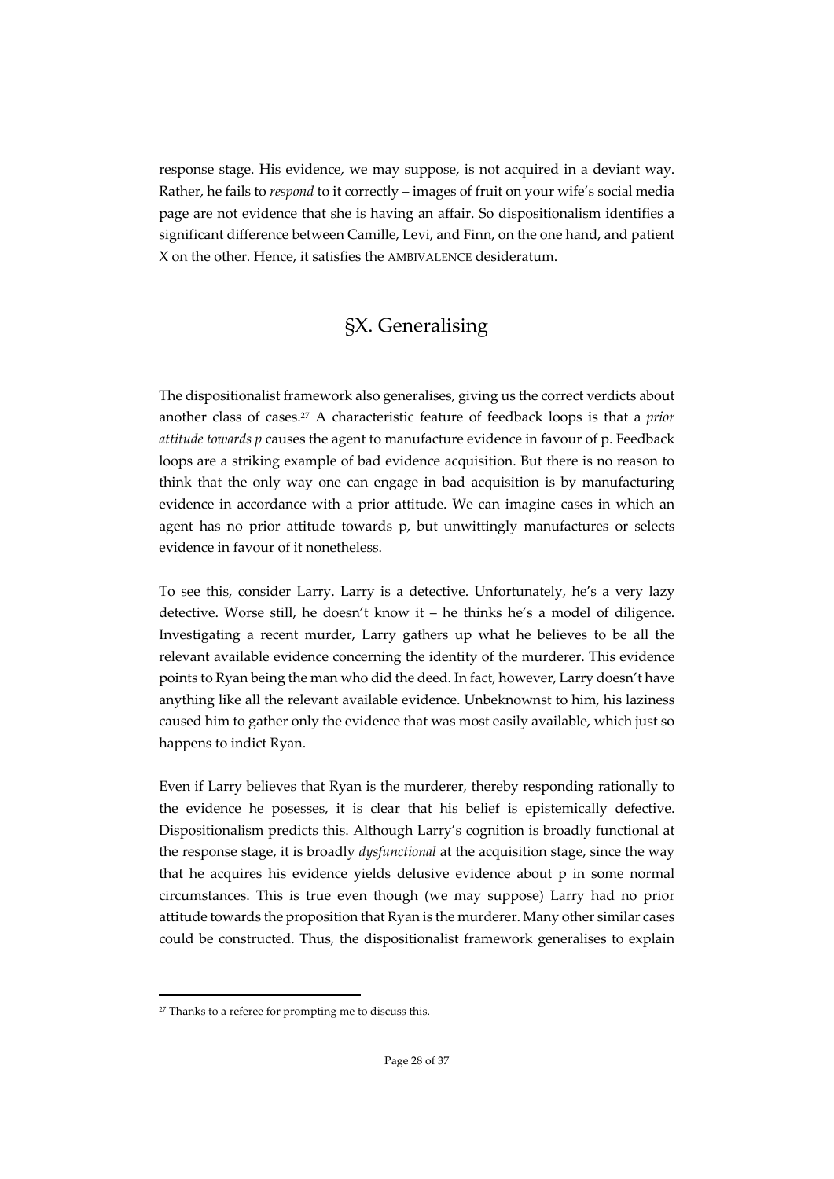response stage. His evidence, we may suppose, is not acquired in a deviant way. Rather, he fails to *respond* to it correctly – images of fruit on your wife's social media page are not evidence that she is having an affair. So dispositionalism identifies a significant difference between Camille, Levi, and Finn, on the one hand, and patient X on the other. Hence, it satisfies the AMBIVALENCE desideratum.

## §X. Generalising

The dispositionalist framework also generalises, giving us the correct verdicts about another class of cases.[27] A characteristic feature of feedback loops is that a *prior attitude towards p* causes the agent to manufacture evidence in favour of p. Feedback loops are a striking example of bad evidence acquisition. But there is no reason to think that the only way one can engage in bad acquisition is by manufacturing evidence in accordance with a prior attitude. We can imagine cases in which an agent has no prior attitude towards p, but unwittingly manufactures or selects evidence in favour of it nonetheless.

To see this, consider Larry. Larry is a detective. Unfortunately, he's a very lazy detective. Worse still, he doesn't know it – he thinks he's a model of diligence. Investigating a recent murder, Larry gathers up what he believes to be all the relevant available evidence concerning the identity of the murderer. This evidence points to Ryan being the man who did the deed. In fact, however, Larry doesn't have anything like all the relevant available evidence. Unbeknownst to him, his laziness caused him to gather only the evidence that was most easily available, which just so happens to indict Ryan.

Even if Larry believes that Ryan is the murderer, thereby responding rationally to the evidence he posesses, it is clear that his belief is epistemically defective. Dispositionalism predicts this. Although Larry's cognition is broadly functional at the response stage, it is broadly *dysfunctional* at the acquisition stage, since the way that he acquires his evidence yields delusive evidence about p in some normal circumstances. This is true even though (we may suppose) Larry had no prior attitude towards the proposition that Ryan is the murderer. Many other similar cases could be constructed. Thus, the dispositionalist framework generalises to explain

[27] Thanks to a referee for prompting me to discuss this.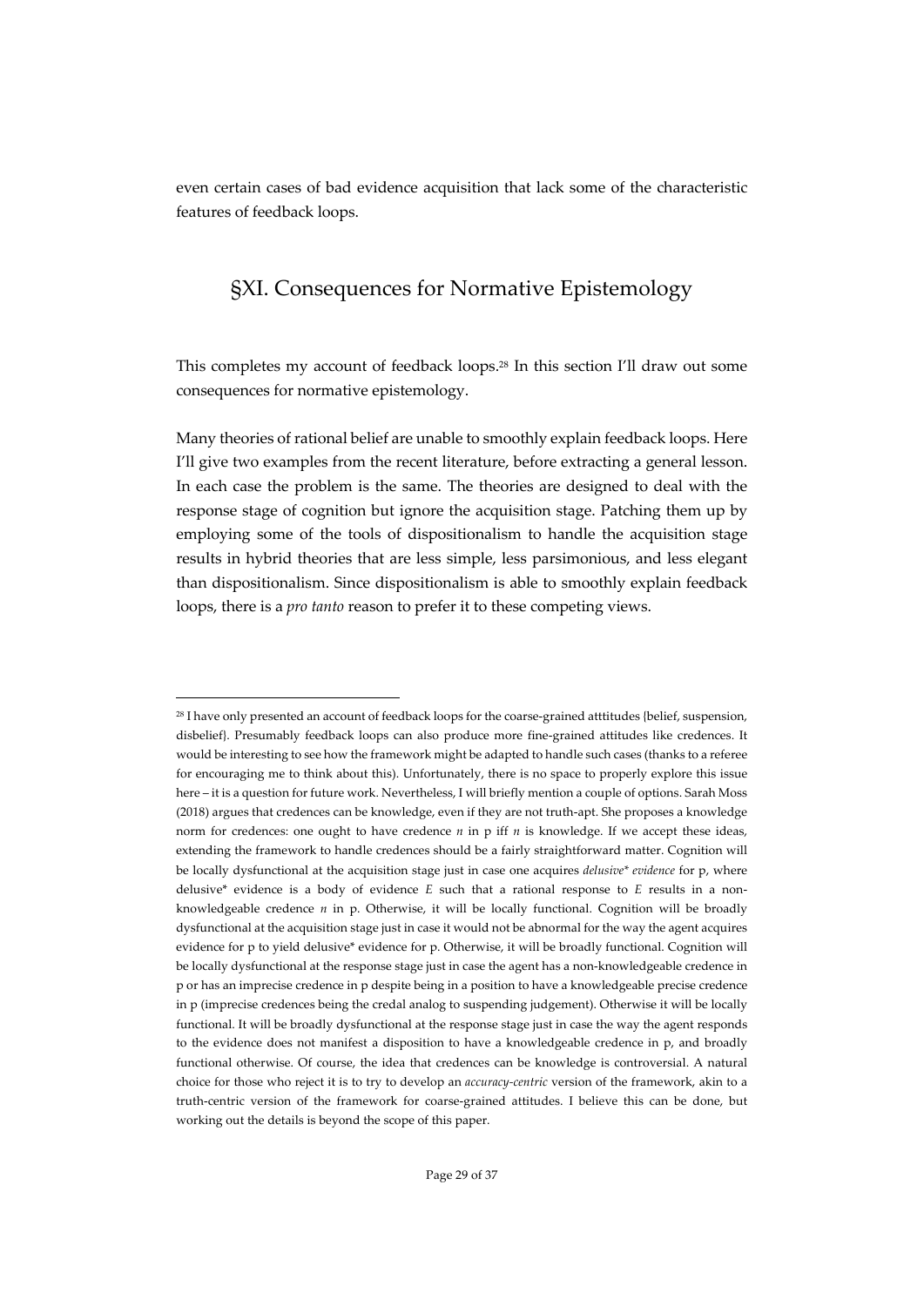even certain cases of bad evidence acquisition that lack some of the characteristic features of feedback loops.

## §XI. Consequences for Normative Epistemology

This completes my account of feedback loops.[28] In this section I'll draw out some consequences for normative epistemology.

Many theories of rational belief are unable to smoothly explain feedback loops. Here I'll give two examples from the recent literature, before extracting a general lesson. In each case the problem is the same. The theories are designed to deal with the response stage of cognition but ignore the acquisition stage. Patching them up by employing some of the tools of dispositionalism to handle the acquisition stage results in hybrid theories that are less simple, less parsimonious, and less elegant than dispositionalism. Since dispositionalism is able to smoothly explain feedback loops, there is a *pro tanto* reason to prefer it to these competing views.

---

[28] I have only presented an account of feedback loops for the coarse-grained atttitudes {belief, suspension, disbelief}. Presumably feedback loops can also produce more fine-grained attitudes like credences. It would be interesting to see how the framework might be adapted to handle such cases (thanks to a referee for encouraging me to think about this). Unfortunately, there is no space to properly explore this issue here – it is a question for future work. Nevertheless, I will briefly mention a couple of options. Sarah Moss (2018) argues that credences can be knowledge, even if they are not truth-apt. She proposes a knowledge norm for credences: one ought to have credence *n* in p iff *n* is knowledge. If we accept these ideas, extending the framework to handle credences should be a fairly straightforward matter. Cognition will be locally dysfunctional at the acquisition stage just in case one acquires *delusive\* evidence* for p, where delusive\* evidence is a body of evidence *E* such that a rational response to *E* results in a non-knowledgeable credence *n* in p. Otherwise, it will be locally functional. Cognition will be broadly dysfunctional at the acquisition stage just in case it would not be abnormal for the way the agent acquires evidence for p to yield delusive\* evidence for p. Otherwise, it will be broadly functional. Cognition will be locally dysfunctional at the response stage just in case the agent has a non-knowledgeable credence in p or has an imprecise credence in p despite being in a position to have a knowledgeable precise credence in p (imprecise credences being the credal analog to suspending judgement). Otherwise it will be locally functional. It will be broadly dysfunctional at the response stage just in case the way the agent responds to the evidence does not manifest a disposition to have a knowledgeable credence in p, and broadly functional otherwise. Of course, the idea that credences can be knowledge is controversial. A natural choice for those who reject it is to try to develop an *accuracy-centric* version of the framework, akin to a truth-centric version of the framework for coarse-grained attitudes. I believe this can be done, but working out the details is beyond the scope of this paper.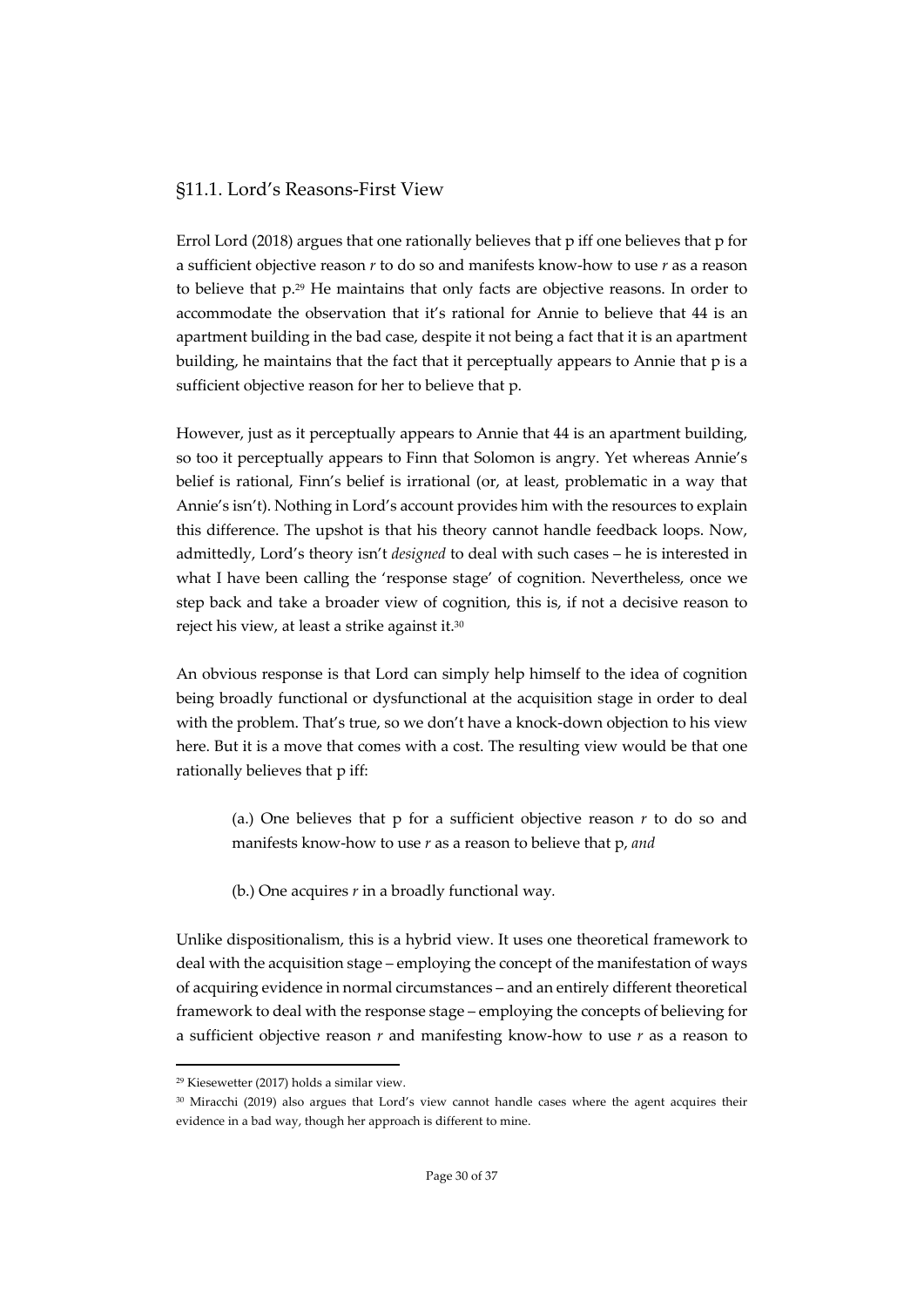## §11.1. Lord's Reasons-First View

Errol Lord (2018) argues that one rationally believes that p iff one believes that p for a sufficient objective reason *r* to do so and manifests know-how to use *r* as a reason to believe that p.[29] He maintains that only facts are objective reasons. In order to accommodate the observation that it's rational for Annie to believe that 44 is an apartment building in the bad case, despite it not being a fact that it is an apartment building, he maintains that the fact that it perceptually appears to Annie that p is a sufficient objective reason for her to believe that p.

However, just as it perceptually appears to Annie that 44 is an apartment building, so too it perceptually appears to Finn that Solomon is angry. Yet whereas Annie's belief is rational, Finn's belief is irrational (or, at least, problematic in a way that Annie's isn't). Nothing in Lord's account provides him with the resources to explain this difference. The upshot is that his theory cannot handle feedback loops. Now, admittedly, Lord's theory isn't *designed* to deal with such cases – he is interested in what I have been calling the 'response stage' of cognition. Nevertheless, once we step back and take a broader view of cognition, this is, if not a decisive reason to reject his view, at least a strike against it.[30]

An obvious response is that Lord can simply help himself to the idea of cognition being broadly functional or dysfunctional at the acquisition stage in order to deal with the problem. That's true, so we don't have a knock-down objection to his view here. But it is a move that comes with a cost. The resulting view would be that one rationally believes that p iff:

> (a.) One believes that p for a sufficient objective reason *r* to do so and manifests know-how to use *r* as a reason to believe that p, *and*
>
> (b.) One acquires *r* in a broadly functional way.

Unlike dispositionalism, this is a hybrid view. It uses one theoretical framework to deal with the acquisition stage – employing the concept of the manifestation of ways of acquiring evidence in normal circumstances – and an entirely different theoretical framework to deal with the response stage – employing the concepts of believing for a sufficient objective reason *r* and manifesting know-how to use *r* as a reason to

---

[29] Kiesewetter (2017) holds a similar view.

[30] Miracchi (2019) also argues that Lord's view cannot handle cases where the agent acquires their evidence in a bad way, though her approach is different to mine.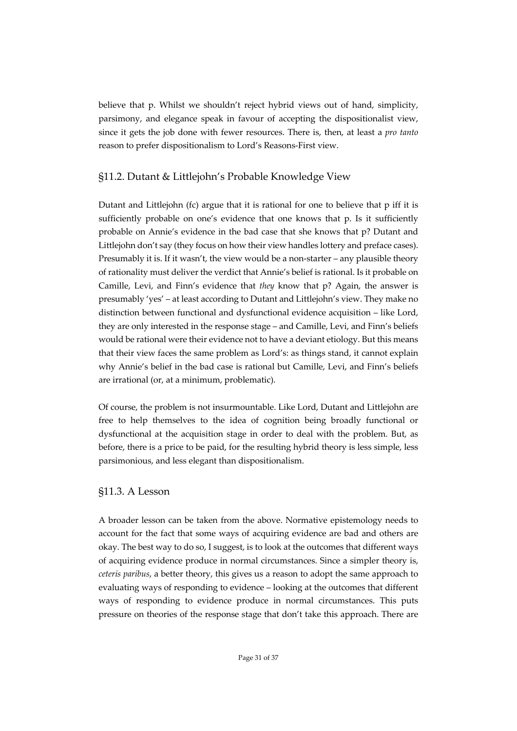believe that p. Whilst we shouldn't reject hybrid views out of hand, simplicity, parsimony, and elegance speak in favour of accepting the dispositionalist view, since it gets the job done with fewer resources. There is, then, at least a *pro tanto* reason to prefer dispositionalism to Lord's Reasons-First view.

## §11.2. Dutant & Littlejohn's Probable Knowledge View

Dutant and Littlejohn (fc) argue that it is rational for one to believe that p iff it is sufficiently probable on one's evidence that one knows that p. Is it sufficiently probable on Annie's evidence in the bad case that she knows that p? Dutant and Littlejohn don't say (they focus on how their view handles lottery and preface cases). Presumably it is. If it wasn't, the view would be a non-starter – any plausible theory of rationality must deliver the verdict that Annie's belief is rational. Is it probable on Camille, Levi, and Finn's evidence that *they* know that p? Again, the answer is presumably 'yes' – at least according to Dutant and Littlejohn's view. They make no distinction between functional and dysfunctional evidence acquisition – like Lord, they are only interested in the response stage – and Camille, Levi, and Finn's beliefs would be rational were their evidence not to have a deviant etiology. But this means that their view faces the same problem as Lord's: as things stand, it cannot explain why Annie's belief in the bad case is rational but Camille, Levi, and Finn's beliefs are irrational (or, at a minimum, problematic).

Of course, the problem is not insurmountable. Like Lord, Dutant and Littlejohn are free to help themselves to the idea of cognition being broadly functional or dysfunctional at the acquisition stage in order to deal with the problem. But, as before, there is a price to be paid, for the resulting hybrid theory is less simple, less parsimonious, and less elegant than dispositionalism.

## §11.3. A Lesson

A broader lesson can be taken from the above. Normative epistemology needs to account for the fact that some ways of acquiring evidence are bad and others are okay. The best way to do so, I suggest, is to look at the outcomes that different ways of acquiring evidence produce in normal circumstances. Since a simpler theory is, *ceteris paribus*, a better theory, this gives us a reason to adopt the same approach to evaluating ways of responding to evidence – looking at the outcomes that different ways of responding to evidence produce in normal circumstances. This puts pressure on theories of the response stage that don't take this approach. There are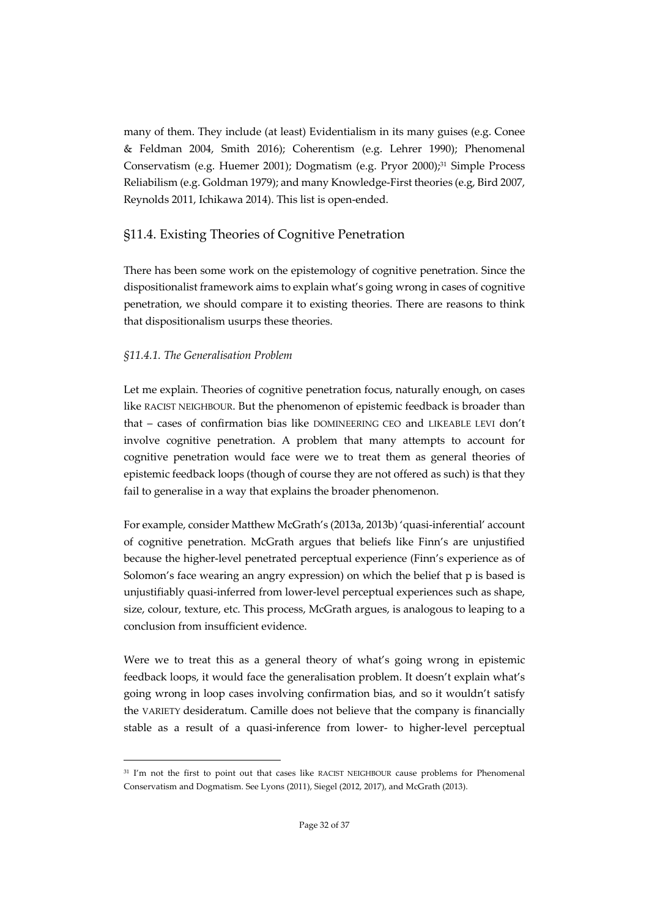many of them. They include (at least) Evidentialism in its many guises (e.g. Conee & Feldman 2004, Smith 2016); Coherentism (e.g. Lehrer 1990); Phenomenal Conservatism (e.g. Huemer 2001); Dogmatism (e.g. Pryor 2000);[31] Simple Process Reliabilism (e.g. Goldman 1979); and many Knowledge-First theories (e.g, Bird 2007, Reynolds 2011, Ichikawa 2014). This list is open-ended.

## §11.4. Existing Theories of Cognitive Penetration

There has been some work on the epistemology of cognitive penetration. Since the dispositionalist framework aims to explain what's going wrong in cases of cognitive penetration, we should compare it to existing theories. There are reasons to think that dispositionalism usurps these theories.

### *§11.4.1. The Generalisation Problem*

Let me explain. Theories of cognitive penetration focus, naturally enough, on cases like RACIST NEIGHBOUR. But the phenomenon of epistemic feedback is broader than that – cases of confirmation bias like DOMINEERING CEO and LIKEABLE LEVI don't involve cognitive penetration. A problem that many attempts to account for cognitive penetration would face were we to treat them as general theories of epistemic feedback loops (though of course they are not offered as such) is that they fail to generalise in a way that explains the broader phenomenon.

For example, consider Matthew McGrath's (2013a, 2013b) 'quasi-inferential' account of cognitive penetration. McGrath argues that beliefs like Finn's are unjustified because the higher-level penetrated perceptual experience (Finn's experience as of Solomon's face wearing an angry expression) on which the belief that p is based is unjustifiably quasi-inferred from lower-level perceptual experiences such as shape, size, colour, texture, etc. This process, McGrath argues, is analogous to leaping to a conclusion from insufficient evidence.

Were we to treat this as a general theory of what's going wrong in epistemic feedback loops, it would face the generalisation problem. It doesn't explain what's going wrong in loop cases involving confirmation bias, and so it wouldn't satisfy the VARIETY desideratum. Camille does not believe that the company is financially stable as a result of a quasi-inference from lower- to higher-level perceptual

[31] I'm not the first to point out that cases like RACIST NEIGHBOUR cause problems for Phenomenal Conservatism and Dogmatism. See Lyons (2011), Siegel (2012, 2017), and McGrath (2013).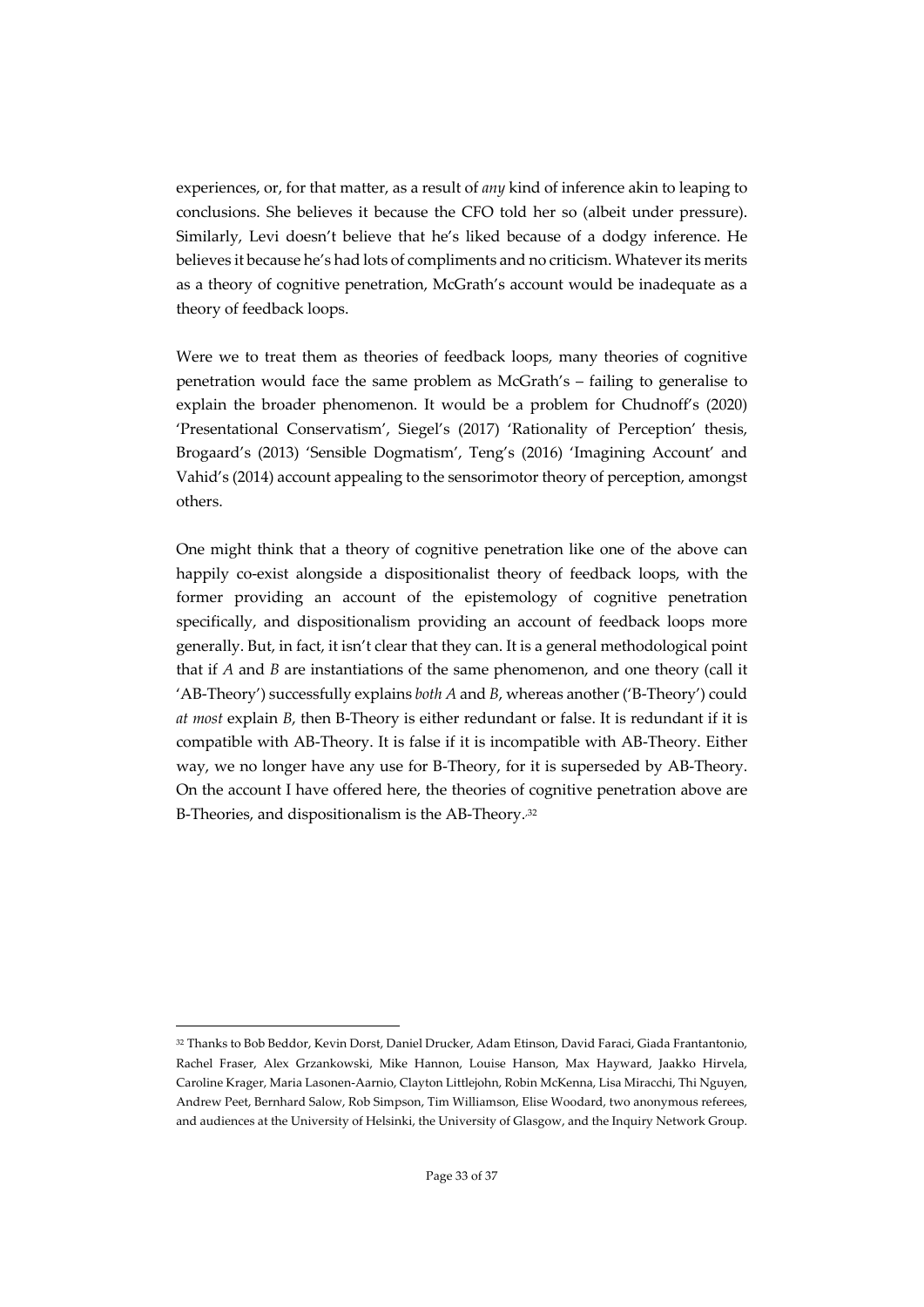experiences, or, for that matter, as a result of *any* kind of inference akin to leaping to conclusions. She believes it because the CFO told her so (albeit under pressure). Similarly, Levi doesn't believe that he's liked because of a dodgy inference. He believes it because he's had lots of compliments and no criticism. Whatever its merits as a theory of cognitive penetration, McGrath's account would be inadequate as a theory of feedback loops.

Were we to treat them as theories of feedback loops, many theories of cognitive penetration would face the same problem as McGrath's – failing to generalise to explain the broader phenomenon. It would be a problem for Chudnoff's (2020) 'Presentational Conservatism', Siegel's (2017) 'Rationality of Perception' thesis, Brogaard's (2013) 'Sensible Dogmatism', Teng's (2016) 'Imagining Account' and Vahid's (2014) account appealing to the sensorimotor theory of perception, amongst others.

One might think that a theory of cognitive penetration like one of the above can happily co-exist alongside a dispositionalist theory of feedback loops, with the former providing an account of the epistemology of cognitive penetration specifically, and dispositionalism providing an account of feedback loops more generally. But, in fact, it isn't clear that they can. It is a general methodological point that if *A* and *B* are instantiations of the same phenomenon, and one theory (call it 'AB-Theory') successfully explains *both A* and *B*, whereas another ('B-Theory') could *at most* explain *B*, then B-Theory is either redundant or false. It is redundant if it is compatible with AB-Theory. It is false if it is incompatible with AB-Theory. Either way, we no longer have any use for B-Theory, for it is superseded by AB-Theory. On the account I have offered here, the theories of cognitive penetration above are B-Theories, and dispositionalism is the AB-Theory.[32]

[32] Thanks to Bob Beddor, Kevin Dorst, Daniel Drucker, Adam Etinson, David Faraci, Giada Frantantonio, Rachel Fraser, Alex Grzankowski, Mike Hannon, Louise Hanson, Max Hayward, Jaakko Hirvela, Caroline Krager, Maria Lasonen-Aarnio, Clayton Littlejohn, Robin McKenna, Lisa Miracchi, Thi Nguyen, Andrew Peet, Bernhard Salow, Rob Simpson, Tim Williamson, Elise Woodard, two anonymous referees, and audiences at the University of Helsinki, the University of Glasgow, and the Inquiry Network Group.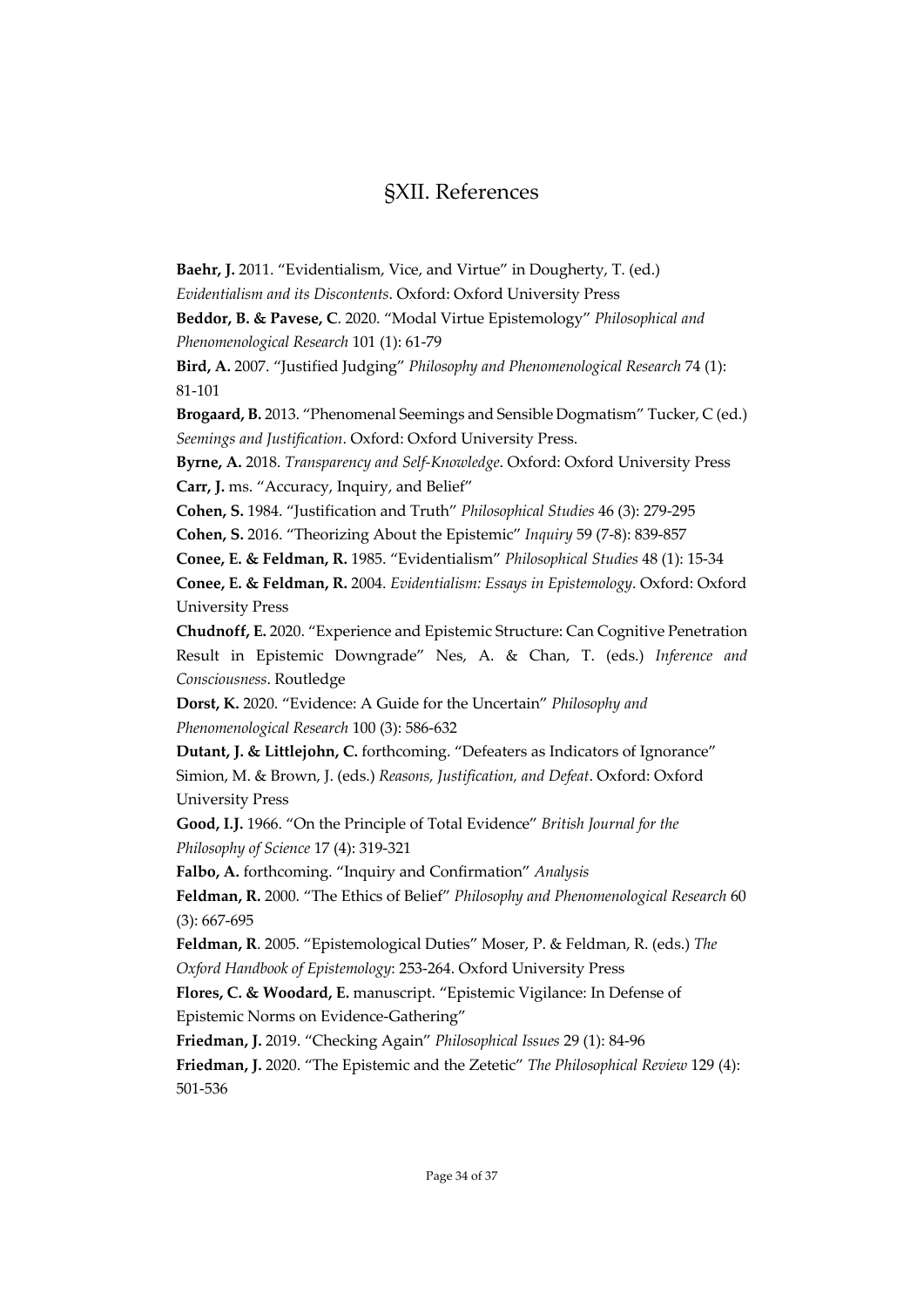# §XII. References

**Baehr, J.** 2011. "Evidentialism, Vice, and Virtue" in Dougherty, T. (ed.) *Evidentialism and its Discontents*. Oxford: Oxford University Press

**Beddor, B. & Pavese, C**. 2020. "Modal Virtue Epistemology" *Philosophical and Phenomenological Research* 101 (1): 61-79

**Bird, A.** 2007. "Justified Judging" *Philosophy and Phenomenological Research* 74 (1): 81-101

**Brogaard, B.** 2013. "Phenomenal Seemings and Sensible Dogmatism" Tucker, C (ed.) *Seemings and Justification*. Oxford: Oxford University Press.

**Byrne, A.** 2018. *Transparency and Self-Knowledge*. Oxford: Oxford University Press

**Carr, J.** ms. "Accuracy, Inquiry, and Belief"

**Cohen, S.** 1984. "Justification and Truth" *Philosophical Studies* 46 (3): 279-295

**Cohen, S.** 2016. "Theorizing About the Epistemic" *Inquiry* 59 (7-8): 839-857

**Conee, E. & Feldman, R.** 1985. "Evidentialism" *Philosophical Studies* 48 (1): 15-34

**Conee, E. & Feldman, R.** 2004. *Evidentialism: Essays in Epistemology*. Oxford: Oxford University Press

**Chudnoff, E.** 2020. "Experience and Epistemic Structure: Can Cognitive Penetration Result in Epistemic Downgrade" Nes, A. & Chan, T. (eds.) *Inference and Consciousness*. Routledge

**Dorst, K.** 2020. "Evidence: A Guide for the Uncertain" *Philosophy and Phenomenological Research* 100 (3): 586-632

**Dutant, J. & Littlejohn, C.** forthcoming. "Defeaters as Indicators of Ignorance" Simion, M. & Brown, J. (eds.) *Reasons, Justification, and Defeat*. Oxford: Oxford University Press

**Good, I.J.** 1966. "On the Principle of Total Evidence" *British Journal for the Philosophy of Science* 17 (4): 319-321

**Falbo, A.** forthcoming. "Inquiry and Confirmation" *Analysis*

**Feldman, R.** 2000. "The Ethics of Belief" *Philosophy and Phenomenological Research* 60 (3): 667-695

**Feldman, R**. 2005. "Epistemological Duties" Moser, P. & Feldman, R. (eds.) *The Oxford Handbook of Epistemology*: 253-264. Oxford University Press

**Flores, C. & Woodard, E.** manuscript. "Epistemic Vigilance: In Defense of Epistemic Norms on Evidence-Gathering"

**Friedman, J.** 2019. "Checking Again" *Philosophical Issues* 29 (1): 84-96

**Friedman, J.** 2020. "The Epistemic and the Zetetic" *The Philosophical Review* 129 (4): 501-536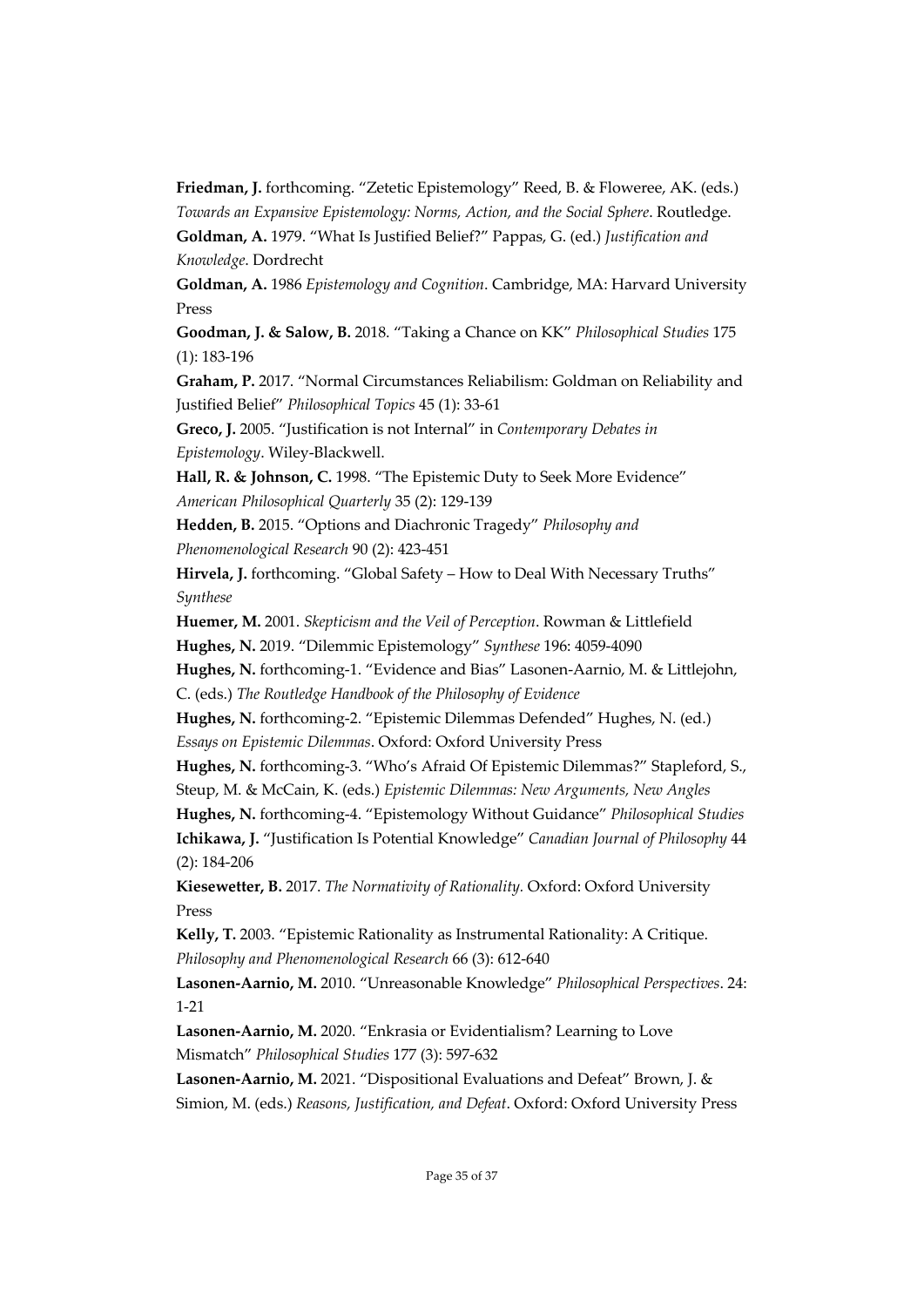**Friedman, J.** forthcoming. "Zetetic Epistemology" Reed, B. & Floweree, AK. (eds.) *Towards an Expansive Epistemology: Norms, Action, and the Social Sphere*. Routledge.

**Goldman, A.** 1979. "What Is Justified Belief?" Pappas, G. (ed.) *Justification and Knowledge*. Dordrecht

**Goldman, A.** 1986 *Epistemology and Cognition*. Cambridge, MA: Harvard University Press

**Goodman, J. & Salow, B.** 2018. "Taking a Chance on KK" *Philosophical Studies* 175 (1): 183-196

**Graham, P.** 2017. "Normal Circumstances Reliabilism: Goldman on Reliability and Justified Belief" *Philosophical Topics* 45 (1): 33-61

**Greco, J.** 2005. "Justification is not Internal" in *Contemporary Debates in Epistemology*. Wiley-Blackwell.

**Hall, R. & Johnson, C.** 1998. "The Epistemic Duty to Seek More Evidence" *American Philosophical Quarterly* 35 (2): 129-139

**Hedden, B.** 2015. "Options and Diachronic Tragedy" *Philosophy and Phenomenological Research* 90 (2): 423-451

**Hirvela, J.** forthcoming. "Global Safety – How to Deal With Necessary Truths" *Synthese*

**Huemer, M.** 2001. *Skepticism and the Veil of Perception*. Rowman & Littlefield

**Hughes, N.** 2019. "Dilemmic Epistemology" *Synthese* 196: 4059-4090

**Hughes, N.** forthcoming-1. "Evidence and Bias" Lasonen-Aarnio, M. & Littlejohn, C. (eds.) *The Routledge Handbook of the Philosophy of Evidence*

**Hughes, N.** forthcoming-2. "Epistemic Dilemmas Defended" Hughes, N. (ed.) *Essays on Epistemic Dilemmas*. Oxford: Oxford University Press

**Hughes, N.** forthcoming-3. "Who's Afraid Of Epistemic Dilemmas?" Stapleford, S., Steup, M. & McCain, K. (eds.) *Epistemic Dilemmas: New Arguments, New Angles*

**Hughes, N.** forthcoming-4. "Epistemology Without Guidance" *Philosophical Studies*

**Ichikawa, J.** "Justification Is Potential Knowledge" *Canadian Journal of Philosophy* 44 (2): 184-206

**Kiesewetter, B.** 2017. *The Normativity of Rationality*. Oxford: Oxford University Press

**Kelly, T.** 2003. "Epistemic Rationality as Instrumental Rationality: A Critique. *Philosophy and Phenomenological Research* 66 (3): 612-640

**Lasonen-Aarnio, M.** 2010. "Unreasonable Knowledge" *Philosophical Perspectives*. 24: 1-21

**Lasonen-Aarnio, M.** 2020. "Enkrasia or Evidentialism? Learning to Love Mismatch" *Philosophical Studies* 177 (3): 597-632

**Lasonen-Aarnio, M.** 2021. "Dispositional Evaluations and Defeat" Brown, J. & Simion, M. (eds.) *Reasons, Justification, and Defeat*. Oxford: Oxford University Press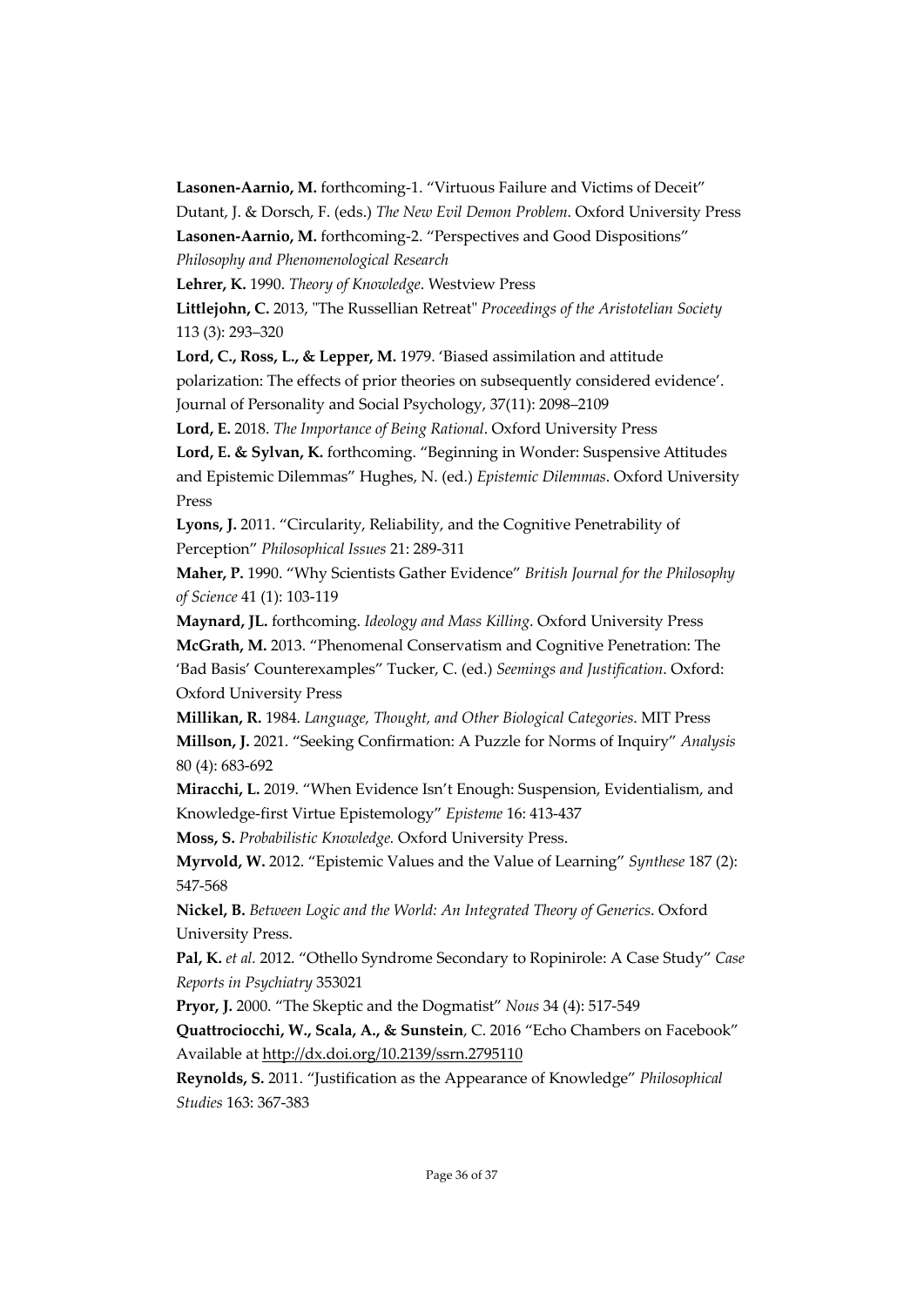**Lasonen-Aarnio, M.** forthcoming-1. "Virtuous Failure and Victims of Deceit" Dutant, J. & Dorsch, F. (eds.) *The New Evil Demon Problem*. Oxford University Press

**Lasonen-Aarnio, M.** forthcoming-2. "Perspectives and Good Dispositions" *Philosophy and Phenomenological Research*

**Lehrer, K.** 1990. *Theory of Knowledge*. Westview Press

**Littlejohn, C.** 2013, "The Russellian Retreat" *Proceedings of the Aristotelian Society* 113 (3): 293–320

**Lord, C., Ross, L., & Lepper, M.** 1979. 'Biased assimilation and attitude polarization: The effects of prior theories on subsequently considered evidence'. Journal of Personality and Social Psychology, 37(11): 2098–2109

**Lord, E.** 2018. *The Importance of Being Rational*. Oxford University Press

**Lord, E. & Sylvan, K.** forthcoming. "Beginning in Wonder: Suspensive Attitudes and Epistemic Dilemmas" Hughes, N. (ed.) *Epistemic Dilemmas*. Oxford University Press

**Lyons, J.** 2011. "Circularity, Reliability, and the Cognitive Penetrability of Perception" *Philosophical Issues* 21: 289-311

**Maher, P.** 1990. "Why Scientists Gather Evidence" *British Journal for the Philosophy of Science* 41 (1): 103-119

**Maynard, JL.** forthcoming. *Ideology and Mass Killing*. Oxford University Press

**McGrath, M.** 2013. "Phenomenal Conservatism and Cognitive Penetration: The 'Bad Basis' Counterexamples" Tucker, C. (ed.) *Seemings and Justification*. Oxford: Oxford University Press

**Millikan, R.** 1984. *Language, Thought, and Other Biological Categories*. MIT Press

**Millson, J.** 2021. "Seeking Confirmation: A Puzzle for Norms of Inquiry" *Analysis* 80 (4): 683-692

**Miracchi, L.** 2019. "When Evidence Isn't Enough: Suspension, Evidentialism, and Knowledge-first Virtue Epistemology" *Episteme* 16: 413-437

**Moss, S.** *Probabilistic Knowledge.* Oxford University Press.

**Myrvold, W.** 2012. "Epistemic Values and the Value of Learning" *Synthese* 187 (2): 547-568

**Nickel, B.** *Between Logic and the World: An Integrated Theory of Generics*. Oxford University Press.

**Pal, K.** *et al.* 2012. "Othello Syndrome Secondary to Ropinirole: A Case Study" *Case Reports in Psychiatry* 353021

**Pryor, J.** 2000. "The Skeptic and the Dogmatist" *Nous* 34 (4): 517-549

**Quattrociocchi, W., Scala, A., & Sunstein**, C. 2016 "Echo Chambers on Facebook" Available at http://dx.doi.org/10.2139/ssrn.2795110

**Reynolds, S.** 2011. "Justification as the Appearance of Knowledge" *Philosophical Studies* 163: 367-383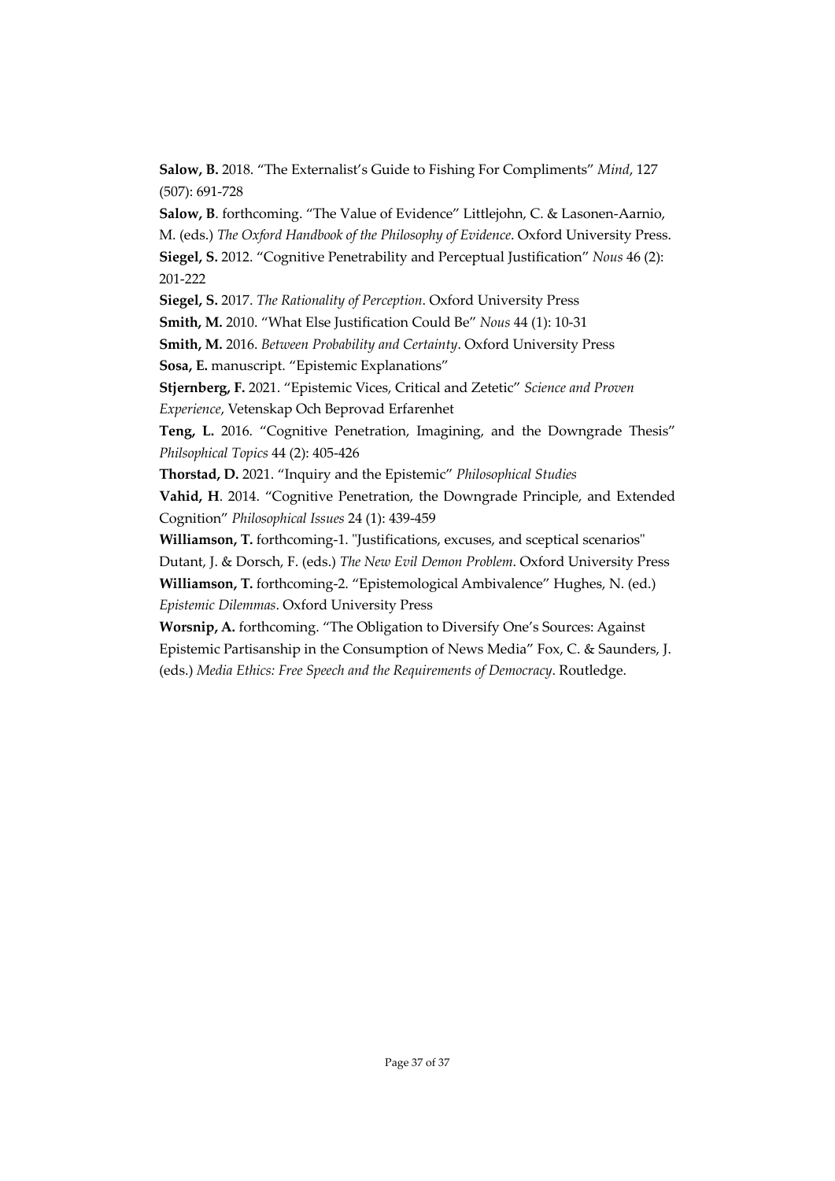**Salow, B.** 2018. "The Externalist's Guide to Fishing For Compliments" *Mind*, 127 (507): 691-728

**Salow, B**. forthcoming. "The Value of Evidence" Littlejohn, C. & Lasonen-Aarnio, M. (eds.) *The Oxford Handbook of the Philosophy of Evidence*. Oxford University Press.

**Siegel, S.** 2012. "Cognitive Penetrability and Perceptual Justification" *Nous* 46 (2): 201-222

**Siegel, S.** 2017. *The Rationality of Perception*. Oxford University Press

**Smith, M.** 2010. "What Else Justification Could Be" *Nous* 44 (1): 10-31

**Smith, M.** 2016. *Between Probability and Certainty*. Oxford University Press

**Sosa, E.** manuscript. "Epistemic Explanations"

**Stjernberg, F.** 2021. "Epistemic Vices, Critical and Zetetic" *Science and Proven Experience*, Vetenskap Och Beprovad Erfarenhet

**Teng, L.** 2016. "Cognitive Penetration, Imagining, and the Downgrade Thesis" *Philsophical Topics* 44 (2): 405-426

**Thorstad, D.** 2021. "Inquiry and the Epistemic" *Philosophical Studies*

**Vahid, H**. 2014. "Cognitive Penetration, the Downgrade Principle, and Extended Cognition" *Philosophical Issues* 24 (1): 439-459

**Williamson, T.** forthcoming-1. "Justifications, excuses, and sceptical scenarios" Dutant, J. & Dorsch, F. (eds.) *The New Evil Demon Problem*. Oxford University Press

**Williamson, T.** forthcoming-2. "Epistemological Ambivalence" Hughes, N. (ed.) *Epistemic Dilemmas*. Oxford University Press

**Worsnip, A.** forthcoming. "The Obligation to Diversify One's Sources: Against Epistemic Partisanship in the Consumption of News Media" Fox, C. & Saunders, J. (eds.) *Media Ethics: Free Speech and the Requirements of Democracy*. Routledge.